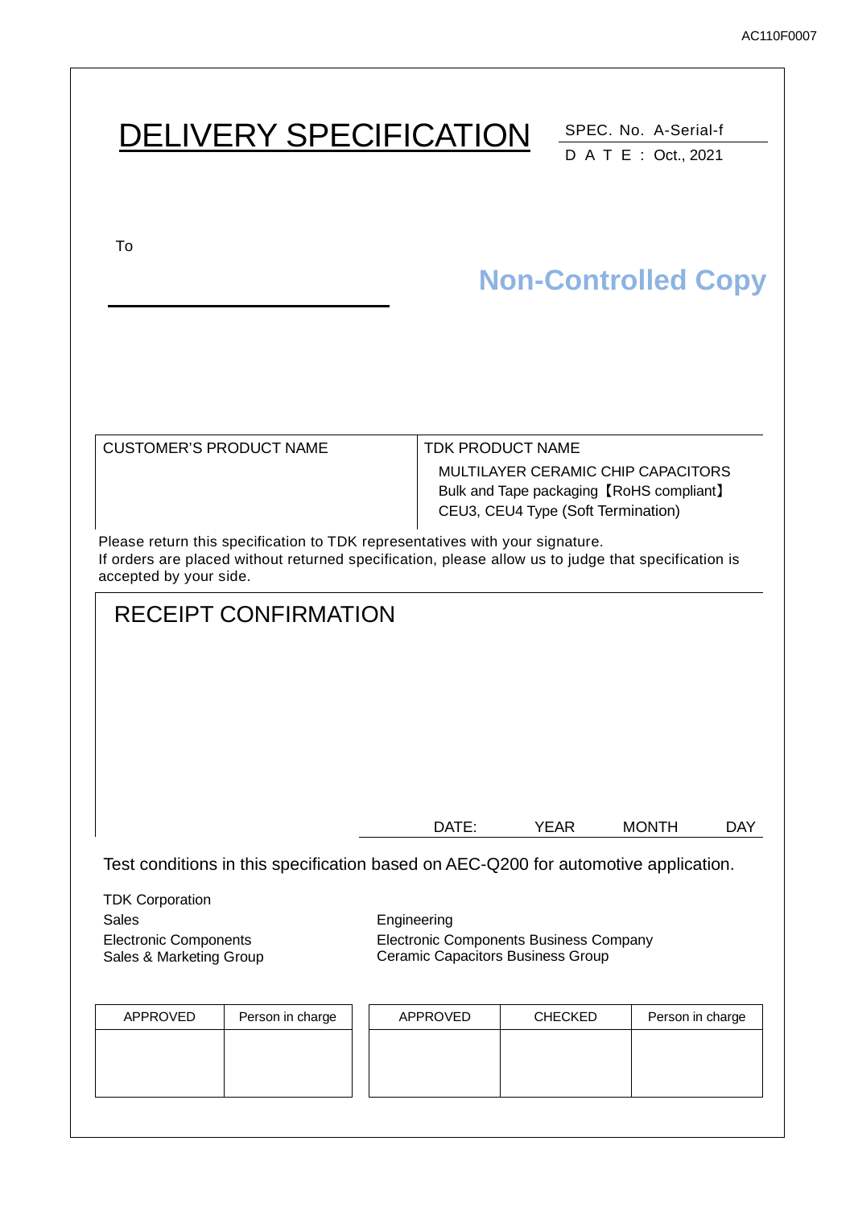AC110F0007

# DELIVERY SPECIFICATION

SPEC. No. A-Serial-f

D A T E : Oct., 2021

To

**Non-Controlled Copy**

| CUSTOMER'S PRODUCT NAME | TDK PRODUCT NAME |
|---|---|
| | MULTILAYER CERAMIC CHIP CAPACITORS<br>Bulk and Tape packaging【RoHS compliant】<br>CEU3, CEU4 Type (Soft Termination) |

Please return this specification to TDK representatives with your signature.
If orders are placed without returned specification, please allow us to judge that specification is accepted by your side.

## RECEIPT CONFIRMATION

DATE: YEAR MONTH DAY

Test conditions in this specification based on AEC-Q200 for automotive application.

TDK Corporation

Sales
Electronic Components
Sales & Marketing Group

Engineering
Electronic Components Business Company
Ceramic Capacitors Business Group

| APPROVED | Person in charge |
|---|---|
| | |

| APPROVED | CHECKED | Person in charge |
|---|---|---|
| | | |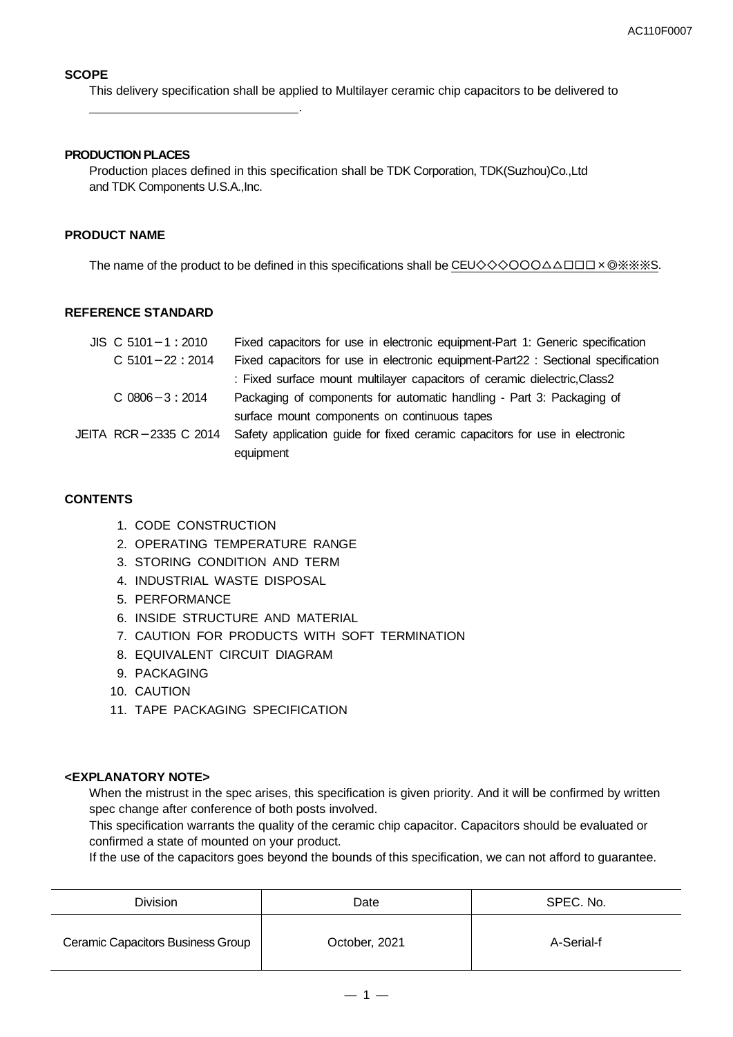### SCOPE

This delivery specification shall be applied to Multilayer ceramic chip capacitors to be delivered to ______________________________.

### PRODUCTION PLACES

Production places defined in this specification shall be TDK Corporation, TDK(Suzhou)Co.,Ltd and TDK Components U.S.A.,Inc.

### PRODUCT NAME

The name of the product to be defined in this specifications shall be CEU◇◇◇○○○△△□□□×◎※※※S.

### REFERENCE STANDARD

| | |
|---|---|
| JIS C 5101－1：2010 | Fixed capacitors for use in electronic equipment-Part 1: Generic specification |
| C 5101－22：2014 | Fixed capacitors for use in electronic equipment-Part22 : Sectional specification : Fixed surface mount multilayer capacitors of ceramic dielectric,Class2 |
| C 0806－3：2014 | Packaging of components for automatic handling - Part 3: Packaging of surface mount components on continuous tapes |
| JEITA RCR－2335 C 2014 | Safety application guide for fixed ceramic capacitors for use in electronic equipment |

### CONTENTS

1. CODE CONSTRUCTION
2. OPERATING TEMPERATURE RANGE
3. STORING CONDITION AND TERM
4. INDUSTRIAL WASTE DISPOSAL
5. PERFORMANCE
6. INSIDE STRUCTURE AND MATERIAL
7. CAUTION FOR PRODUCTS WITH SOFT TERMINATION
8. EQUIVALENT CIRCUIT DIAGRAM
9. PACKAGING
10. CAUTION
11. TAPE PACKAGING SPECIFICATION

### <EXPLANATORY NOTE>

When the mistrust in the spec arises, this specification is given priority. And it will be confirmed by written spec change after conference of both posts involved.
This specification warrants the quality of the ceramic chip capacitor. Capacitors should be evaluated or confirmed a state of mounted on your product.
If the use of the capacitors goes beyond the bounds of this specification, we can not afford to guarantee.

| Division | Date | SPEC. No. |
|---|---|---|
| Ceramic Capacitors Business Group | October, 2021 | A-Serial-f |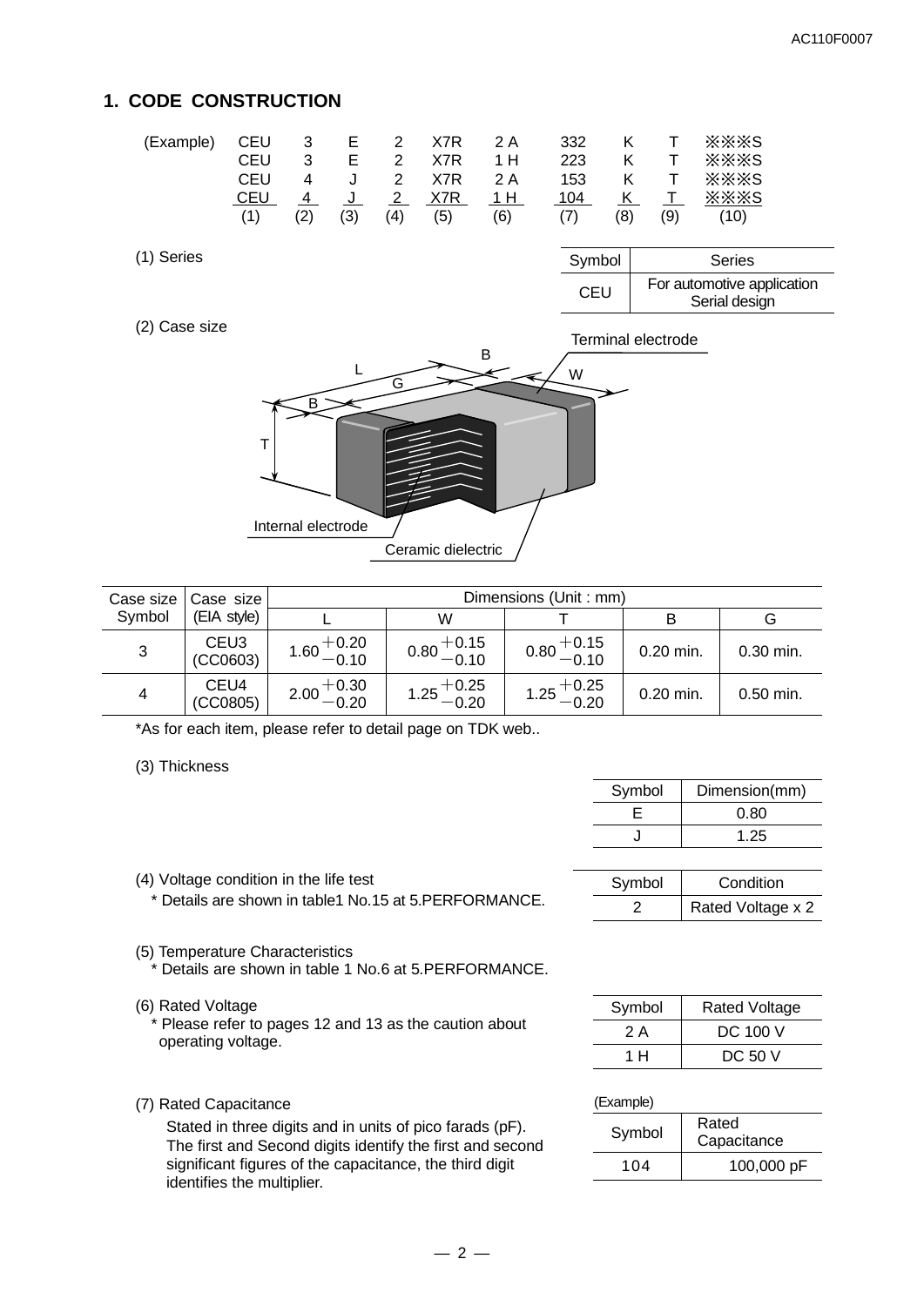## 1. CODE CONSTRUCTION

| (Example) | CEU | 3 | E | 2 | X7R | 2 A | 332 | K | T | ※※※S |
|---|---|---|---|---|---|---|---|---|---|---|
| | CEU | 3 | E | 2 | X7R | 1 H | 223 | K | T | ※※※S |
| | CEU | 4 | J | 2 | X7R | 2 A | 153 | K | T | ※※※S |
| | CEU | 4 | J | 2 | X7R | 1 H | 104 | K | T | ※※※S |
| | (1) | (2) | (3) | (4) | (5) | (6) | (7) | (8) | (9) | (10) |

(1) Series

| Symbol | Series |
|---|---|
| CEU | For automotive application Serial design |

(2) Case size

Terminal electrode, Internal electrode, Ceramic dielectric (L, W, T, B, G)

| Case size Symbol | Case size (EIA style) | Dimensions (Unit : mm) | | | | |
|---|---|---|---|---|---|---|
| | | L | W | T | B | G |
| 3 | CEU3 (CC0603) | $1.60^{+0.20}_{-0.10}$ | $0.80^{+0.15}_{-0.10}$ | $0.80^{+0.15}_{-0.10}$ | 0.20 min. | 0.30 min. |
| 4 | CEU4 (CC0805) | $2.00^{+0.30}_{-0.20}$ | $1.25^{+0.25}_{-0.20}$ | $1.25^{+0.25}_{-0.20}$ | 0.20 min. | 0.50 min. |

*As for each item, please refer to detail page on TDK web..

(3) Thickness

| Symbol | Dimension(mm) |
|---|---|
| E | 0.80 |
| J | 1.25 |

(4) Voltage condition in the life test
* Details are shown in table1 No.15 at 5.PERFORMANCE.

| Symbol | Condition |
|---|---|
| 2 | Rated Voltage x 2 |

(5) Temperature Characteristics
* Details are shown in table 1 No.6 at 5.PERFORMANCE.

(6) Rated Voltage
* Please refer to pages 12 and 13 as the caution about operating voltage.

| Symbol | Rated Voltage |
|---|---|
| 2 A | DC 100 V |
| 1 H | DC 50 V |

(7) Rated Capacitance

Stated in three digits and in units of pico farads (pF). The first and Second digits identify the first and second significant figures of the capacitance, the third digit identifies the multiplier.

(Example)

| Symbol | Rated Capacitance |
|---|---|
| 104 | 100,000 pF |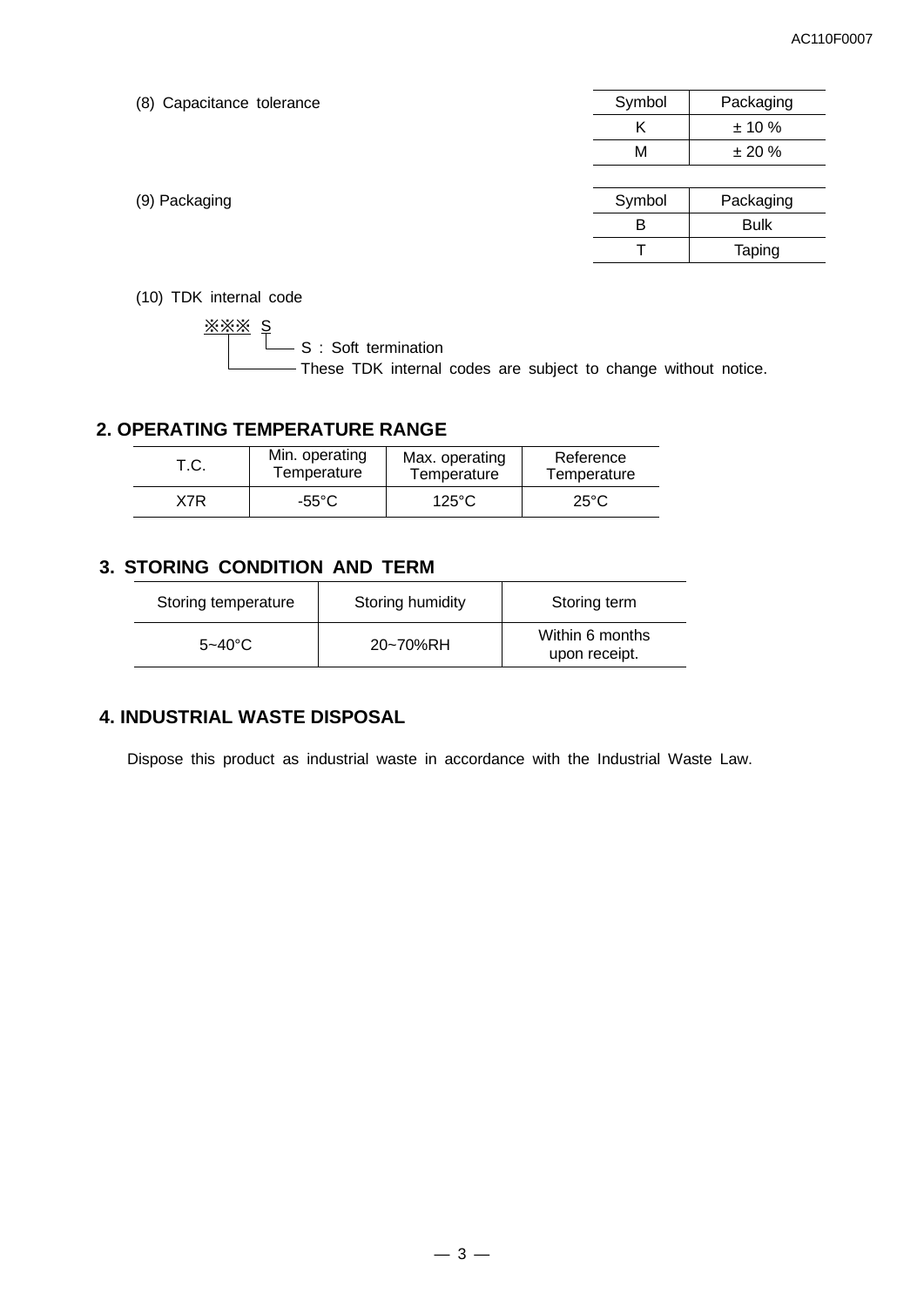(8) Capacitance tolerance

| Symbol | Packaging |
| --- | --- |
| K | ± 10 % |
| M | ± 20 % |

(9) Packaging

| Symbol | Packaging |
| --- | --- |
| B | Bulk |
| T | Taping |

(10) TDK internal code

※※※ S
- S : Soft termination
- ※※※ : These TDK internal codes are subject to change without notice.

## 2. OPERATING TEMPERATURE RANGE

| T.C. | Min. operating Temperature | Max. operating Temperature | Reference Temperature |
| --- | --- | --- | --- |
| X7R | -55°C | 125°C | 25°C |

## 3. STORING CONDITION AND TERM

| Storing temperature | Storing humidity | Storing term |
| --- | --- | --- |
| 5~40°C | 20~70%RH | Within 6 months upon receipt. |

## 4. INDUSTRIAL WASTE DISPOSAL

Dispose this product as industrial waste in accordance with the Industrial Waste Law.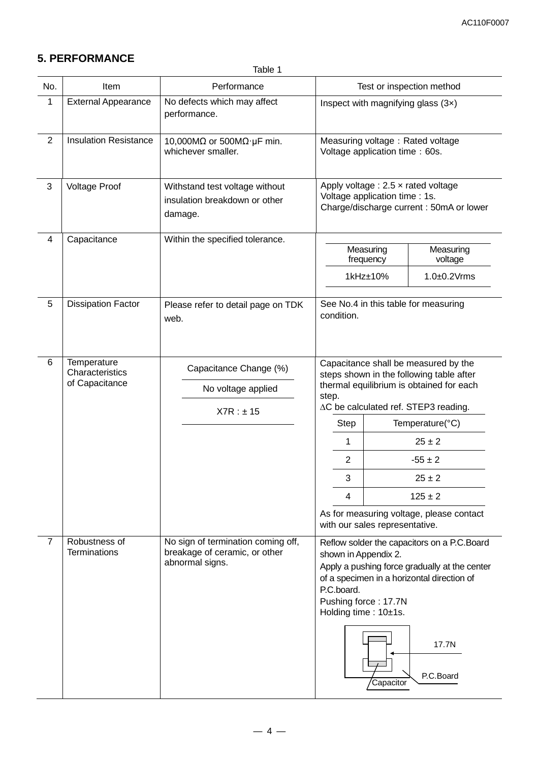## 5. PERFORMANCE

Table 1

| No. | Item | Performance | Test or inspection method |
|---|---|---|---|
| 1 | External Appearance | No defects which may affect performance. | Inspect with magnifying glass (3×) |
| 2 | Insulation Resistance | 10,000MΩ or 500MΩ·μF min. whichever smaller. | Measuring voltage：Rated voltage<br>Voltage application time：60s. |
| 3 | Voltage Proof | Withstand test voltage without insulation breakdown or other damage. | Apply voltage : 2.5 × rated voltage<br>Voltage application time : 1s.<br>Charge/discharge current : 50mA or lower |
| 4 | Capacitance | Within the specified tolerance. | Measuring frequency: 1kHz±10%<br>Measuring voltage: 1.0±0.2Vrms |
| 5 | Dissipation Factor | Please refer to detail page on TDK web. | See No.4 in this table for measuring condition. |
| 6 | Temperature Characteristics of Capacitance | Capacitance Change (%)<br>No voltage applied<br>X7R : ± 15 | Capacitance shall be measured by the steps shown in the following table after thermal equilibrium is obtained for each step.<br>ΔC be calculated ref. STEP3 reading.<br>Step 1: 25 ± 2 °C<br>Step 2: -55 ± 2 °C<br>Step 3: 25 ± 2 °C<br>Step 4: 125 ± 2 °C<br>As for measuring voltage, please contact with our sales representative. |
| 7 | Robustness of Terminations | No sign of termination coming off, breakage of ceramic, or other abnormal signs. | Reflow solder the capacitors on a P.C.Board shown in Appendix 2.<br>Apply a pushing force gradually at the center of a specimen in a horizontal direction of P.C.board.<br>Pushing force : 17.7N<br>Holding time : 10±1s.<br>(Figure labels: 17.7N, P.C.Board, Capacitor) |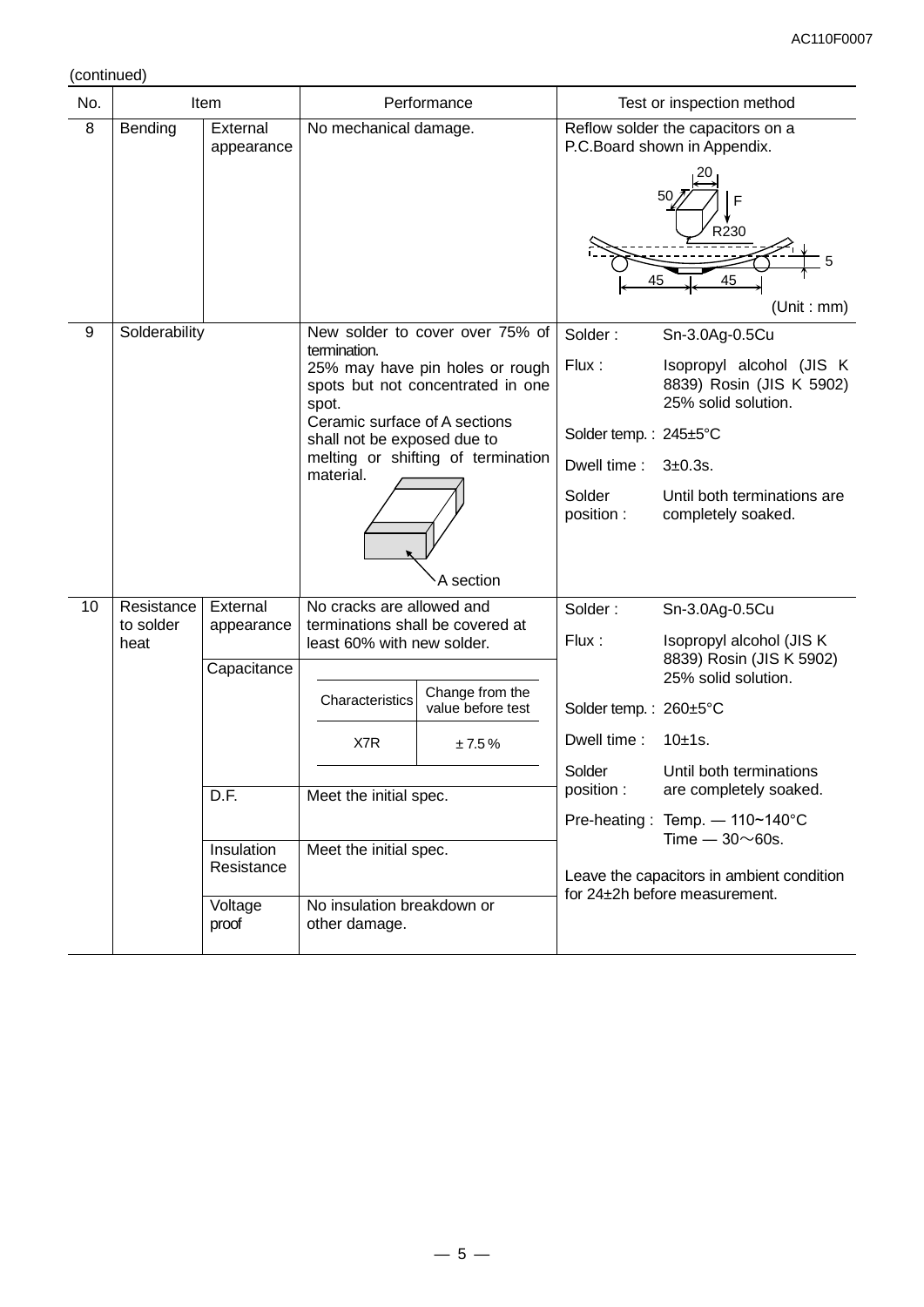(continued)

| No. | Item | | Performance | Test or inspection method |
|---|---|---|---|---|
| 8 | Bending | External appearance | No mechanical damage. | Reflow solder the capacitors on a P.C.Board shown in Appendix.<br>20, 50, F, R230, 5, 45, 45<br>(Unit : mm) |
| 9 | Solderability | | New solder to cover over 75% of termination.<br>25% may have pin holes or rough spots but not concentrated in one spot.<br>Ceramic surface of A sections shall not be exposed due to melting or shifting of termination material.<br>A section | Solder : Sn-3.0Ag-0.5Cu<br>Flux : Isopropyl alcohol (JIS K 8839) Rosin (JIS K 5902) 25% solid solution.<br>Solder temp. : 245±5°C<br>Dwell time : 3±0.3s.<br>Solder position : Until both terminations are completely soaked. |
| 10 | Resistance to solder heat | External appearance | No cracks are allowed and terminations shall be covered at least 60% with new solder. | Solder : Sn-3.0Ag-0.5Cu<br>Flux : Isopropyl alcohol (JIS K 8839) Rosin (JIS K 5902) 25% solid solution.<br>Solder temp. : 260±5°C<br>Dwell time : 10±1s.<br>Solder position : Until both terminations are completely soaked.<br>Pre-heating : Temp. — 110~140°C Time — 30～60s.<br>Leave the capacitors in ambient condition for 24±2h before measurement. |
| | | Capacitance | Characteristics: X7R; Change from the value before test: ± 7.5 % | |
| | | D.F. | Meet the initial spec. | |
| | | Insulation Resistance | Meet the initial spec. | |
| | | Voltage proof | No insulation breakdown or other damage. | |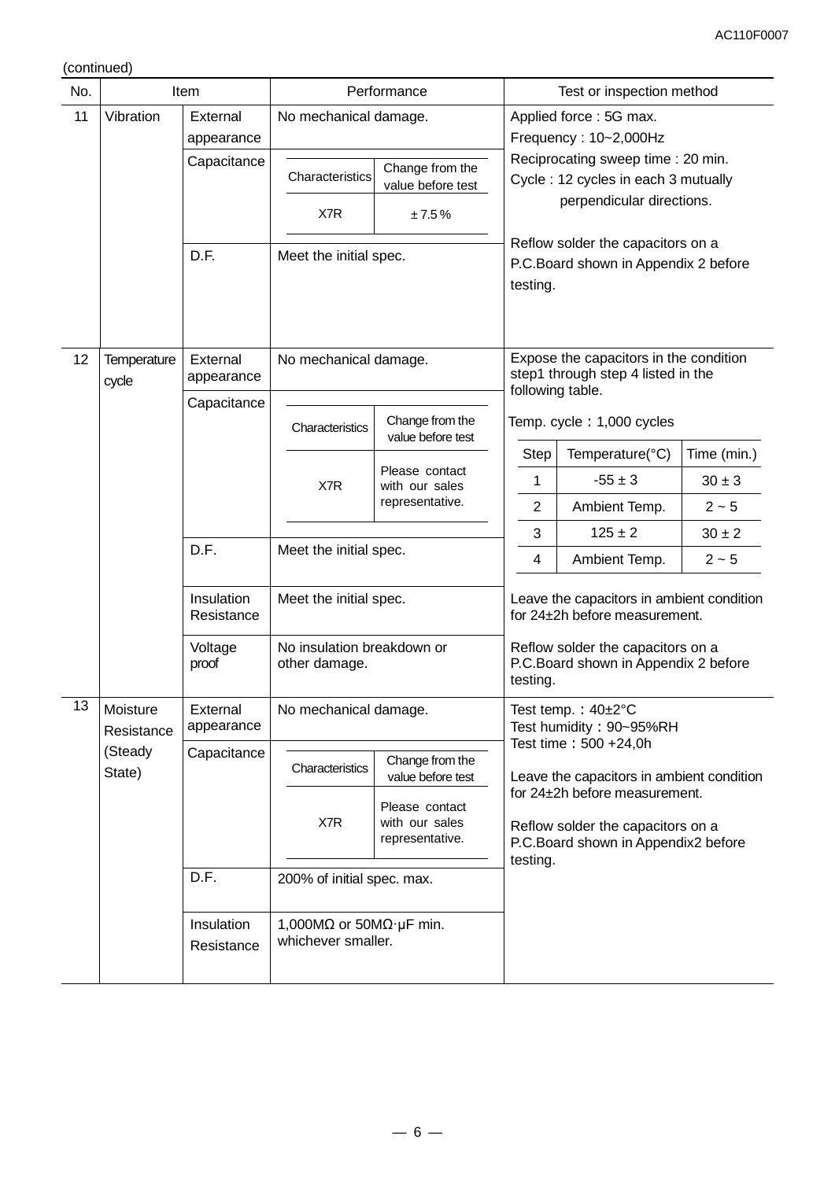(continued)

| No. | Item | | Performance | Test or inspection method |
|---|---|---|---|---|
| 11 | Vibration | External appearance | No mechanical damage. | Applied force : 5G max.<br>Frequency : 10~2,000Hz<br>Reciprocating sweep time : 20 min.<br>Cycle : 12 cycles in each 3 mutually perpendicular directions.<br><br>Reflow solder the capacitors on a P.C.Board shown in Appendix 2 before testing. |
| | | Capacitance | Characteristics: X7R / Change from the value before test: ± 7.5 % | |
| | | D.F. | Meet the initial spec. | |
| 12 | Temperature cycle | External appearance | No mechanical damage. | Expose the capacitors in the condition step1 through step 4 listed in the following table.<br><br>Temp. cycle：1,000 cycles<br><br>Step 1: Temperature(°C) -55 ± 3, Time (min.) 30 ± 3<br>Step 2: Temperature(°C) Ambient Temp., Time (min.) 2 ~ 5<br>Step 3: Temperature(°C) 125 ± 2, Time (min.) 30 ± 2<br>Step 4: Temperature(°C) Ambient Temp., Time (min.) 2 ~ 5<br><br>Leave the capacitors in ambient condition for 24±2h before measurement.<br><br>Reflow solder the capacitors on a P.C.Board shown in Appendix 2 before testing. |
| | | Capacitance | Characteristics: X7R / Change from the value before test: Please contact with our sales representative. | |
| | | D.F. | Meet the initial spec. | |
| | | Insulation Resistance | Meet the initial spec. | |
| | | Voltage proof | No insulation breakdown or other damage. | |
| 13 | Moisture Resistance (Steady State) | External appearance | No mechanical damage. | Test temp.：40±2°C<br>Test humidity：90~95%RH<br>Test time：500 +24,0h<br><br>Leave the capacitors in ambient condition for 24±2h before measurement.<br><br>Reflow solder the capacitors on a P.C.Board shown in Appendix2 before testing. |
| | | Capacitance | Characteristics: X7R / Change from the value before test: Please contact with our sales representative. | |
| | | D.F. | 200% of initial spec. max. | |
| | | Insulation Resistance | 1,000MΩ or 50MΩ·μF min. whichever smaller. | |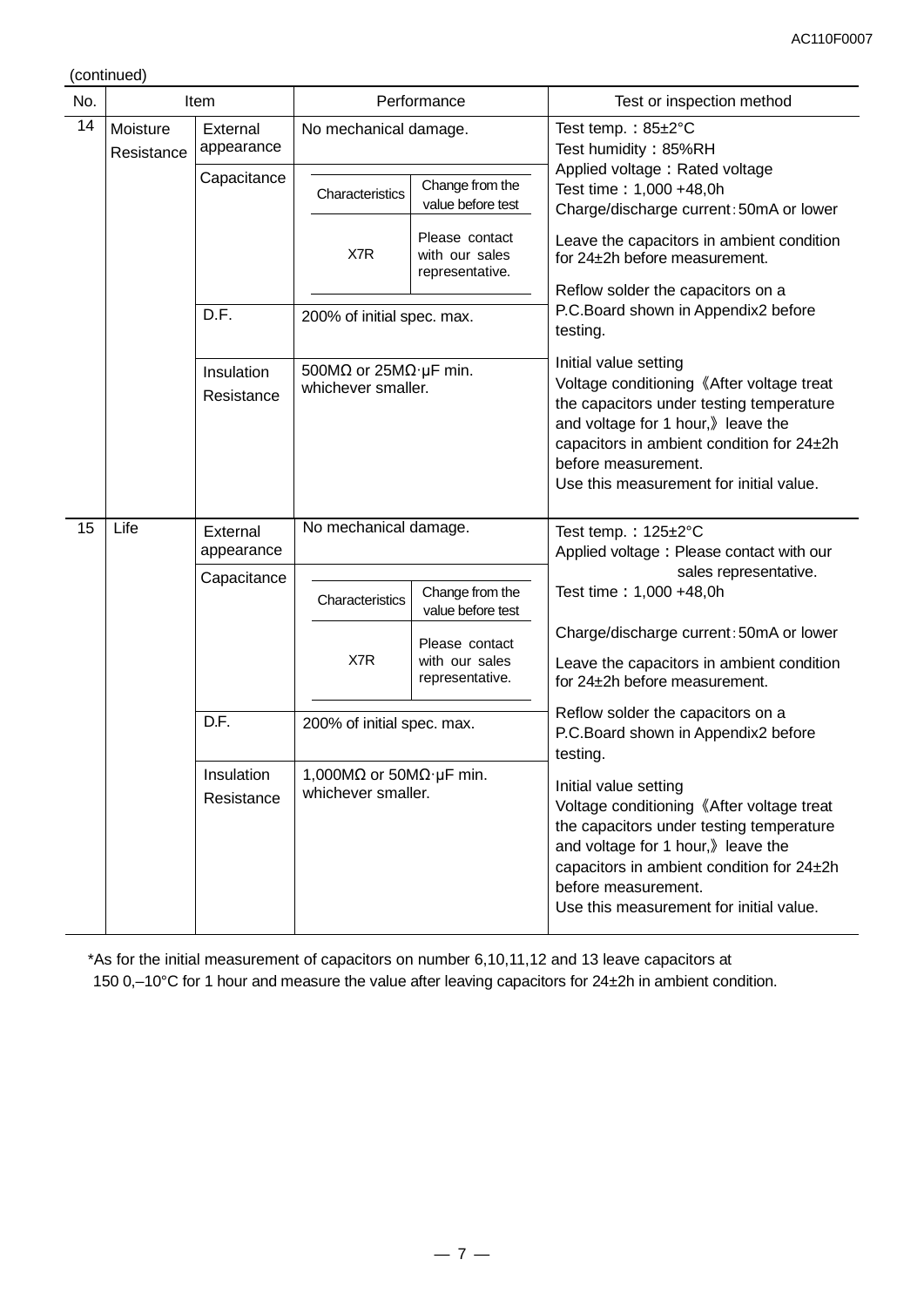(continued)

| No. | Item | | Performance | Test or inspection method |
|---|---|---|---|---|
| 14 | Moisture Resistance | External appearance | No mechanical damage. | Test temp. ：85±2°C<br>Test humidity：85%RH<br>Applied voltage：Rated voltage<br>Test time：1,000 +48,0h<br>Charge/discharge current：50mA or lower<br>Leave the capacitors in ambient condition for 24±2h before measurement.<br>Reflow solder the capacitors on a P.C.Board shown in Appendix2 before testing.<br>Initial value setting<br>Voltage conditioning《After voltage treat the capacitors under testing temperature and voltage for 1 hour,》leave the capacitors in ambient condition for 24±2h before measurement.<br>Use this measurement for initial value. |
| | | Capacitance | Characteristics: X7R — Change from the value before test: Please contact with our sales representative. | |
| | | D.F. | 200% of initial spec. max. | |
| | | Insulation Resistance | 500MΩ or 25MΩ·μF min. whichever smaller. | |
| 15 | Life | External appearance | No mechanical damage. | Test temp. ：125±2°C<br>Applied voltage：Please contact with our sales representative.<br>Test time：1,000 +48,0h<br>Charge/discharge current：50mA or lower<br>Leave the capacitors in ambient condition for 24±2h before measurement.<br>Reflow solder the capacitors on a P.C.Board shown in Appendix2 before testing.<br>Initial value setting<br>Voltage conditioning《After voltage treat the capacitors under testing temperature and voltage for 1 hour,》leave the capacitors in ambient condition for 24±2h before measurement.<br>Use this measurement for initial value. |
| | | Capacitance | Characteristics: X7R — Change from the value before test: Please contact with our sales representative. | |
| | | D.F. | 200% of initial spec. max. | |
| | | Insulation Resistance | 1,000MΩ or 50MΩ·μF min. whichever smaller. | |

*As for the initial measurement of capacitors on number 6,10,11,12 and 13 leave capacitors at 150 0,–10°C for 1 hour and measure the value after leaving capacitors for 24±2h in ambient condition.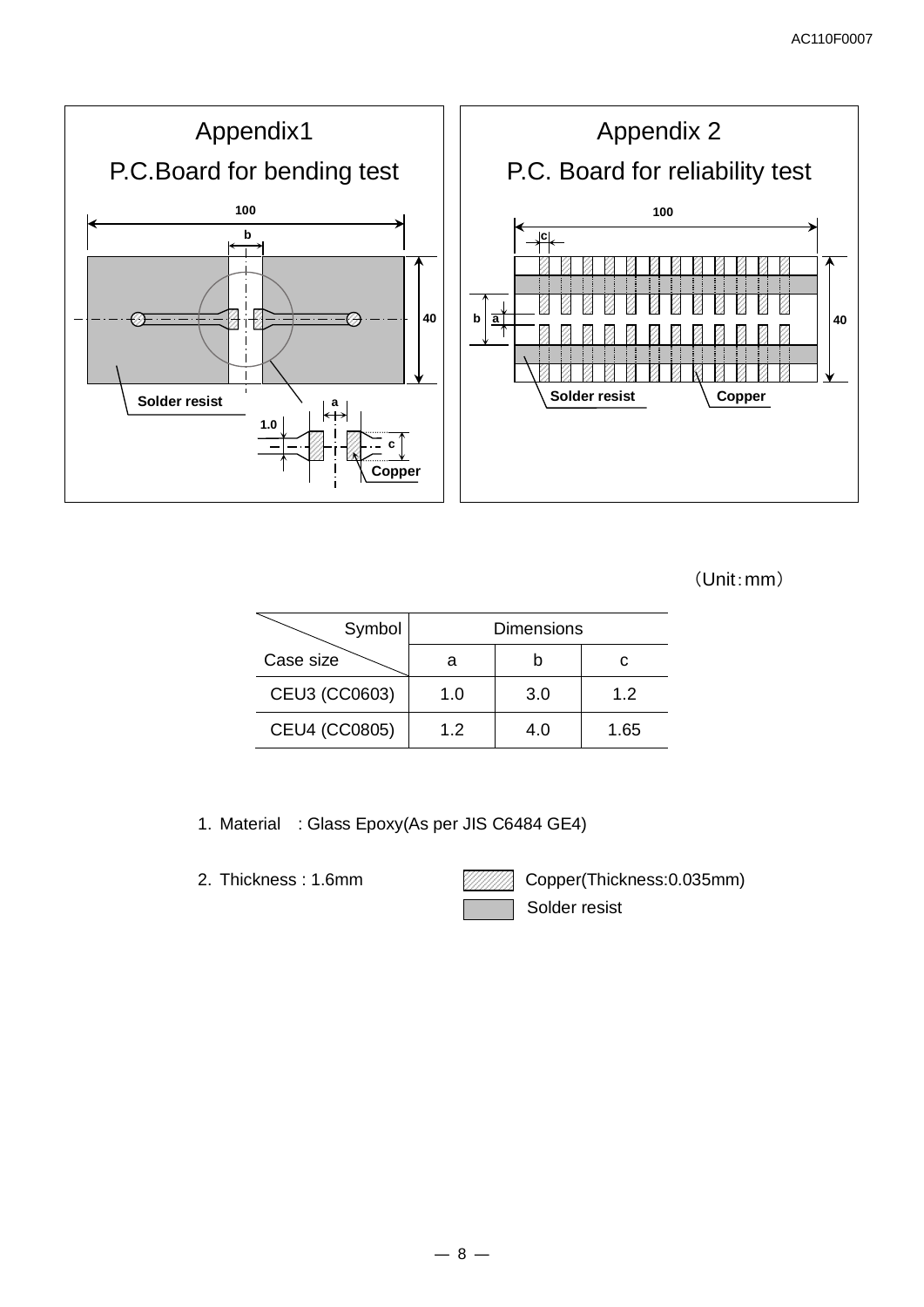## Appendix1

### P.C.Board for bending test

100

b

40

Solder resist

a

1.0

c

Copper

## Appendix 2

### P.C. Board for reliability test

100

c

b

a

40

Solder resist

Copper

（Unit：mm）

| Symbol / Case size | Dimensions | | |
|---|---|---|---|
| | a | b | c |
| CEU3 (CC0603) | 1.0 | 3.0 | 1.2 |
| CEU4 (CC0805) | 1.2 | 4.0 | 1.65 |

1. Material : Glass Epoxy(As per JIS C6484 GE4)

2. Thickness : 1.6mm

Copper(Thickness:0.035mm)

Solder resist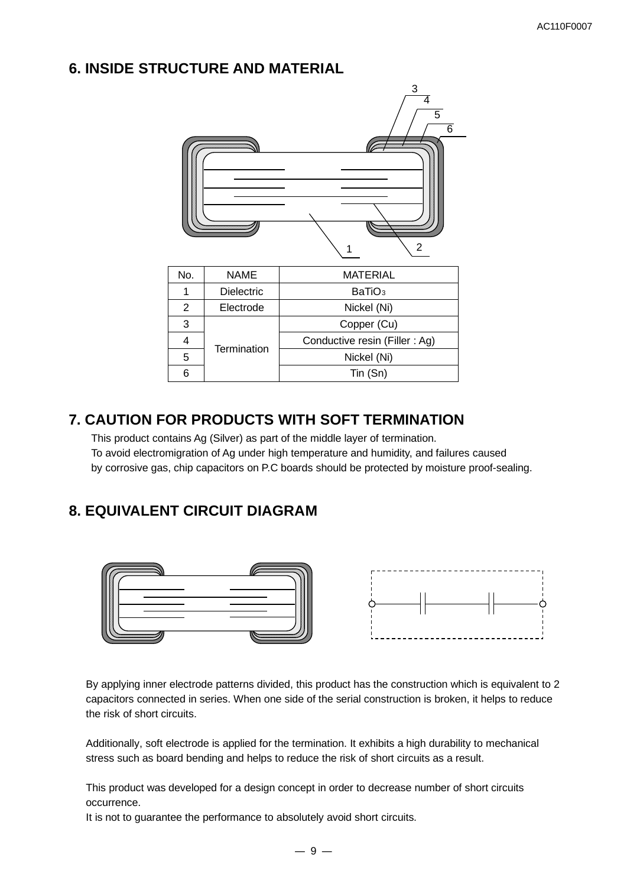## 6. INSIDE STRUCTURE AND MATERIAL

| No. | NAME | MATERIAL |
|---|---|---|
| 1 | Dielectric | $BaTiO_3$ |
| 2 | Electrode | Nickel (Ni) |
| 3 | Termination | Copper (Cu) |
| 4 | | Conductive resin (Filler : Ag) |
| 5 | | Nickel (Ni) |
| 6 | | Tin (Sn) |

## 7. CAUTION FOR PRODUCTS WITH SOFT TERMINATION

This product contains Ag (Silver) as part of the middle layer of termination.
To avoid electromigration of Ag under high temperature and humidity, and failures caused by corrosive gas, chip capacitors on P.C boards should be protected by moisture proof-sealing.

## 8. EQUIVALENT CIRCUIT DIAGRAM

By applying inner electrode patterns divided, this product has the construction which is equivalent to 2 capacitors connected in series. When one side of the serial construction is broken, it helps to reduce the risk of short circuits.

Additionally, soft electrode is applied for the termination. It exhibits a high durability to mechanical stress such as board bending and helps to reduce the risk of short circuits as a result.

This product was developed for a design concept in order to decrease number of short circuits occurrence.
It is not to guarantee the performance to absolutely avoid short circuits.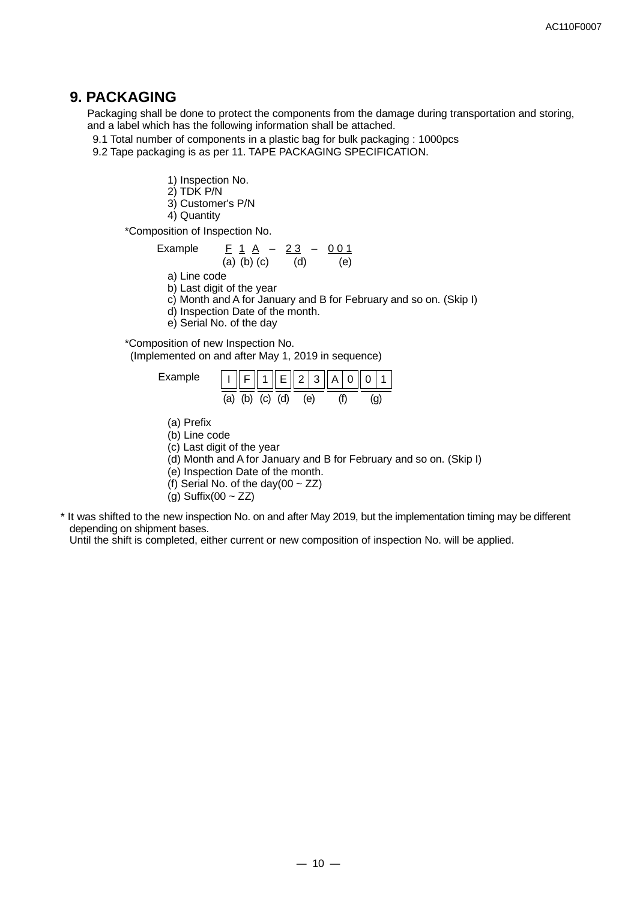## 9. PACKAGING

Packaging shall be done to protect the components from the damage during transportation and storing, and a label which has the following information shall be attached.

9.1 Total number of components in a plastic bag for bulk packaging : 1000pcs

9.2 Tape packaging is as per 11. TAPE PACKAGING SPECIFICATION.

1) Inspection No.
2) TDK P/N
3) Customer's P/N
4) Quantity

*Composition of Inspection No.

Example F 1 A – 2 3 – 0 0 1
(a) (b) (c) (d) (e)

a) Line code
b) Last digit of the year
c) Month and A for January and B for February and so on. (Skip I)
d) Inspection Date of the month.
e) Serial No. of the day

*Composition of new Inspection No.
(Implemented on and after May 1, 2019 in sequence)

Example

| I | F | 1 | E | 2 | 3 | A | 0 | 0 | 1 |
|---|---|---|---|---|---|---|---|---|---|
| (a) | (b) | (c) | (d) | (e) | | (f) | | (g) | |

(a) Prefix
(b) Line code
(c) Last digit of the year
(d) Month and A for January and B for February and so on. (Skip I)
(e) Inspection Date of the month.
(f) Serial No. of the day(00 ~ ZZ)
(g) Suffix(00 ~ ZZ)

* It was shifted to the new inspection No. on and after May 2019, but the implementation timing may be different depending on shipment bases.
Until the shift is completed, either current or new composition of inspection No. will be applied.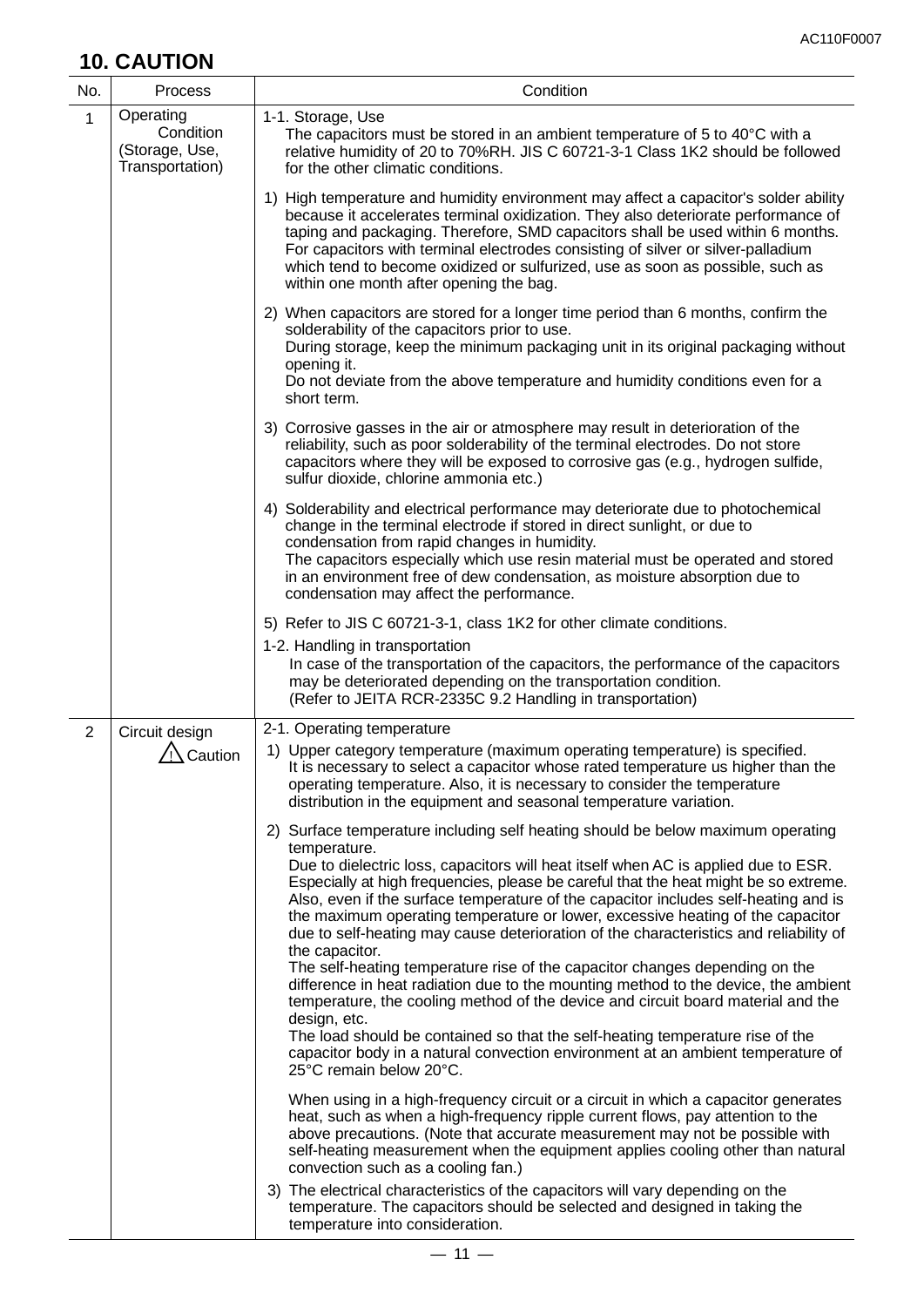## 10. CAUTION

| No. | Process | Condition |
|---|---|---|
| 1 | Operating Condition (Storage, Use, Transportation) | 1-1. Storage, Use<br>The capacitors must be stored in an ambient temperature of 5 to 40°C with a relative humidity of 20 to 70%RH. JIS C 60721-3-1 Class 1K2 should be followed for the other climatic conditions.<br><br>1) High temperature and humidity environment may affect a capacitor's solder ability because it accelerates terminal oxidization. They also deteriorate performance of taping and packaging. Therefore, SMD capacitors shall be used within 6 months. For capacitors with terminal electrodes consisting of silver or silver-palladium which tend to become oxidized or sulfurized, use as soon as possible, such as within one month after opening the bag.<br><br>2) When capacitors are stored for a longer time period than 6 months, confirm the solderability of the capacitors prior to use.<br>During storage, keep the minimum packaging unit in its original packaging without opening it.<br>Do not deviate from the above temperature and humidity conditions even for a short term.<br><br>3) Corrosive gasses in the air or atmosphere may result in deterioration of the reliability, such as poor solderability of the terminal electrodes. Do not store capacitors where they will be exposed to corrosive gas (e.g., hydrogen sulfide, sulfur dioxide, chlorine ammonia etc.)<br><br>4) Solderability and electrical performance may deteriorate due to photochemical change in the terminal electrode if stored in direct sunlight, or due to condensation from rapid changes in humidity.<br>The capacitors especially which use resin material must be operated and stored in an environment free of dew condensation, as moisture absorption due to condensation may affect the performance.<br><br>5) Refer to JIS C 60721-3-1, class 1K2 for other climate conditions.<br><br>1-2. Handling in transportation<br>In case of the transportation of the capacitors, the performance of the capacitors may be deteriorated depending on the transportation condition.<br>(Refer to JEITA RCR-2335C 9.2 Handling in transportation) |
| 2 | Circuit design<br>⚠ Caution | 2-1. Operating temperature<br>1) Upper category temperature (maximum operating temperature) is specified. It is necessary to select a capacitor whose rated temperature us higher than the operating temperature. Also, it is necessary to consider the temperature distribution in the equipment and seasonal temperature variation.<br><br>2) Surface temperature including self heating should be below maximum operating temperature.<br>Due to dielectric loss, capacitors will heat itself when AC is applied due to ESR. Especially at high frequencies, please be careful that the heat might be so extreme. Also, even if the surface temperature of the capacitor includes self-heating and is the maximum operating temperature or lower, excessive heating of the capacitor due to self-heating may cause deterioration of the characteristics and reliability of the capacitor.<br>The self-heating temperature rise of the capacitor changes depending on the difference in heat radiation due to the mounting method to the device, the ambient temperature, the cooling method of the device and circuit board material and the design, etc.<br>The load should be contained so that the self-heating temperature rise of the capacitor body in a natural convection environment at an ambient temperature of 25°C remain below 20°C.<br><br>When using in a high-frequency circuit or a circuit in which a capacitor generates heat, such as when a high-frequency ripple current flows, pay attention to the above precautions. (Note that accurate measurement may not be possible with self-heating measurement when the equipment applies cooling other than natural convection such as a cooling fan.)<br><br>3) The electrical characteristics of the capacitors will vary depending on the temperature. The capacitors should be selected and designed in taking the temperature into consideration. |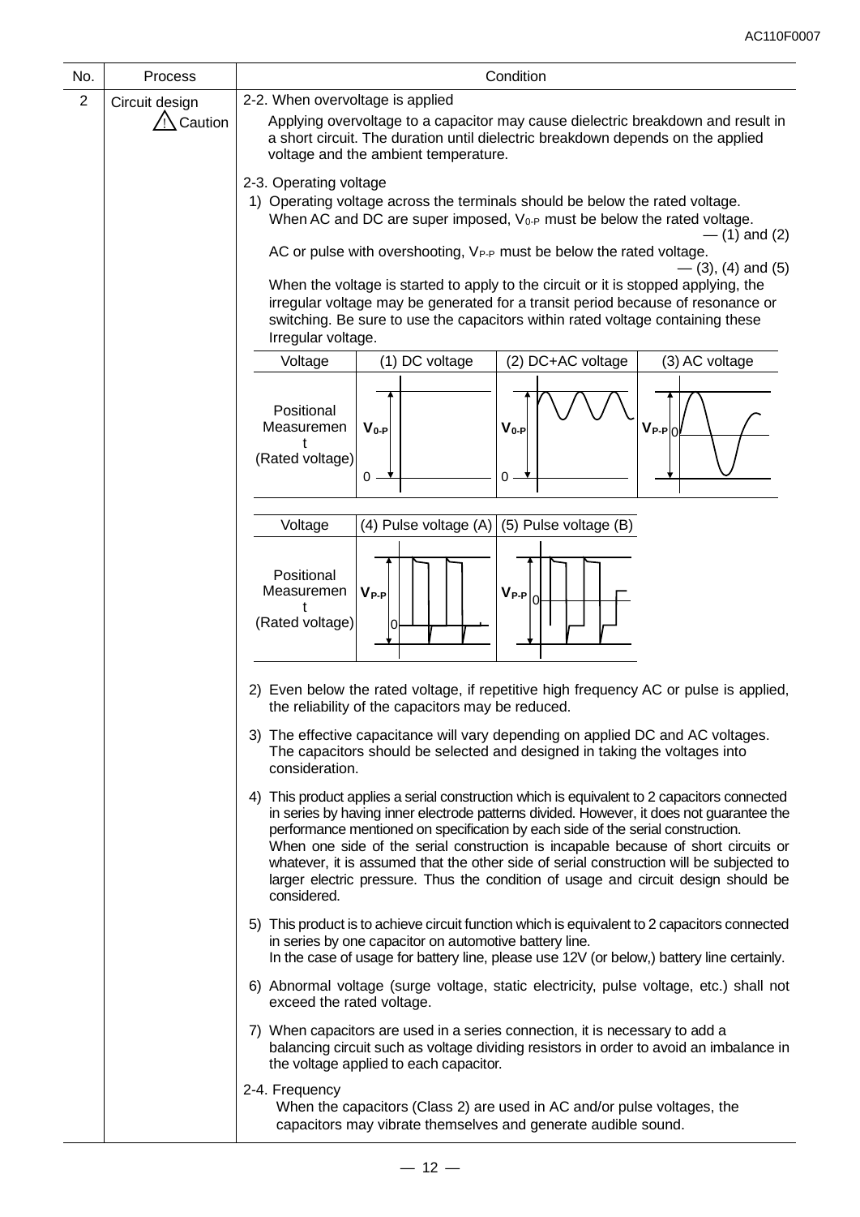| No. | Process | Condition |
|---|---|---|
| 2 | Circuit design ⚠ Caution | 2-2. When overvoltage is applied<br>Applying overvoltage to a capacitor may cause dielectric breakdown and result in a short circuit. The duration until dielectric breakdown depends on the applied voltage and the ambient temperature. |

**2-3. Operating voltage**

1) Operating voltage across the terminals should be below the rated voltage. When AC and DC are super imposed, $V_{0\text{-}P}$ must be below the rated voltage. — (1) and (2)

   AC or pulse with overshooting, $V_{P\text{-}P}$ must be below the rated voltage. — (3), (4) and (5)

   When the voltage is started to apply to the circuit or it is stopped applying, the irregular voltage may be generated for a transit period because of resonance or switching. Be sure to use the capacitors within rated voltage containing these Irregular voltage.

| Voltage | (1) DC voltage | (2) DC+AC voltage | (3) AC voltage |
|---|---|---|---|
| Positional Measurement (Rated voltage) | $V_{0\text{-}P}$ | $V_{0\text{-}P}$ | $V_{P\text{-}P}$ |

| Voltage | (4) Pulse voltage (A) | (5) Pulse voltage (B) |
|---|---|---|
| Positional Measurement (Rated voltage) | $V_{P\text{-}P}$ | $V_{P\text{-}P}$ |

2) Even below the rated voltage, if repetitive high frequency AC or pulse is applied, the reliability of the capacitors may be reduced.

3) The effective capacitance will vary depending on applied DC and AC voltages. The capacitors should be selected and designed in taking the voltages into consideration.

4) This product applies a serial construction which is equivalent to 2 capacitors connected in series by having inner electrode patterns divided. However, it does not guarantee the performance mentioned on specification by each side of the serial construction. When one side of the serial construction is incapable because of short circuits or whatever, it is assumed that the other side of serial construction will be subjected to larger electric pressure. Thus the condition of usage and circuit design should be considered.

5) This product is to achieve circuit function which is equivalent to 2 capacitors connected in series by one capacitor on automotive battery line. In the case of usage for battery line, please use 12V (or below,) battery line certainly.

6) Abnormal voltage (surge voltage, static electricity, pulse voltage, etc.) shall not exceed the rated voltage.

7) When capacitors are used in a series connection, it is necessary to add a balancing circuit such as voltage dividing resistors in order to avoid an imbalance in the voltage applied to each capacitor.

**2-4. Frequency**

When the capacitors (Class 2) are used in AC and/or pulse voltages, the capacitors may vibrate themselves and generate audible sound.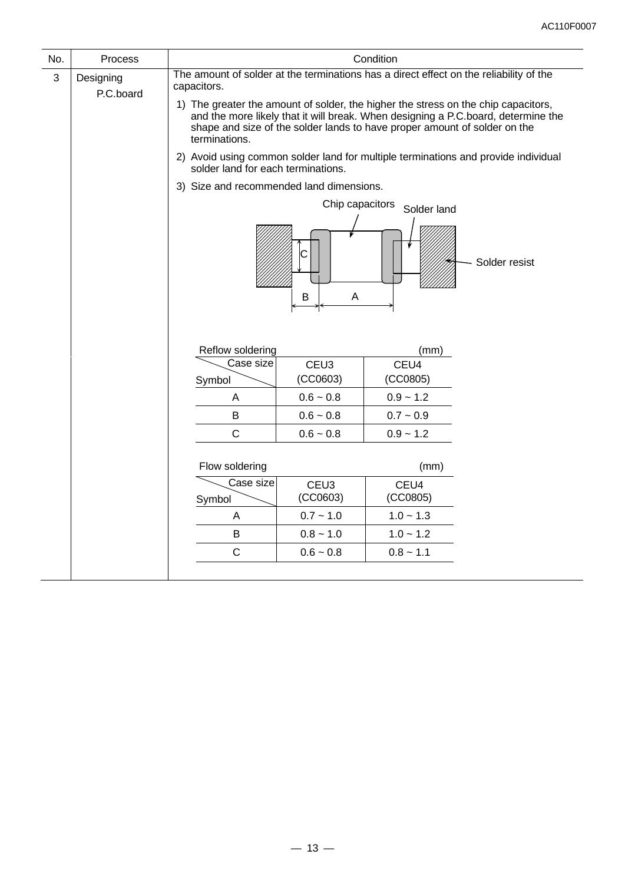| No. | Process | Condition |
|---|---|---|
| 3 | Designing P.C.board | The amount of solder at the terminations has a direct effect on the reliability of the capacitors. |

1) The greater the amount of solder, the higher the stress on the chip capacitors, and the more likely that it will break. When designing a P.C.board, determine the shape and size of the solder lands to have proper amount of solder on the terminations.

2) Avoid using common solder land for multiple terminations and provide individual solder land for each terminations.

3) Size and recommended land dimensions.

Chip capacitors, Solder land, Solder resist, A, B, C

Reflow soldering (mm)

| Symbol \ Case size | CEU3 (CC0603) | CEU4 (CC0805) |
|---|---|---|
| A | 0.6 ~ 0.8 | 0.9 ~ 1.2 |
| B | 0.6 ~ 0.8 | 0.7 ~ 0.9 |
| C | 0.6 ~ 0.8 | 0.9 ~ 1.2 |

Flow soldering (mm)

| Symbol \ Case size | CEU3 (CC0603) | CEU4 (CC0805) |
|---|---|---|
| A | 0.7 ~ 1.0 | 1.0 ~ 1.3 |
| B | 0.8 ~ 1.0 | 1.0 ~ 1.2 |
| C | 0.6 ~ 0.8 | 0.8 ~ 1.1 |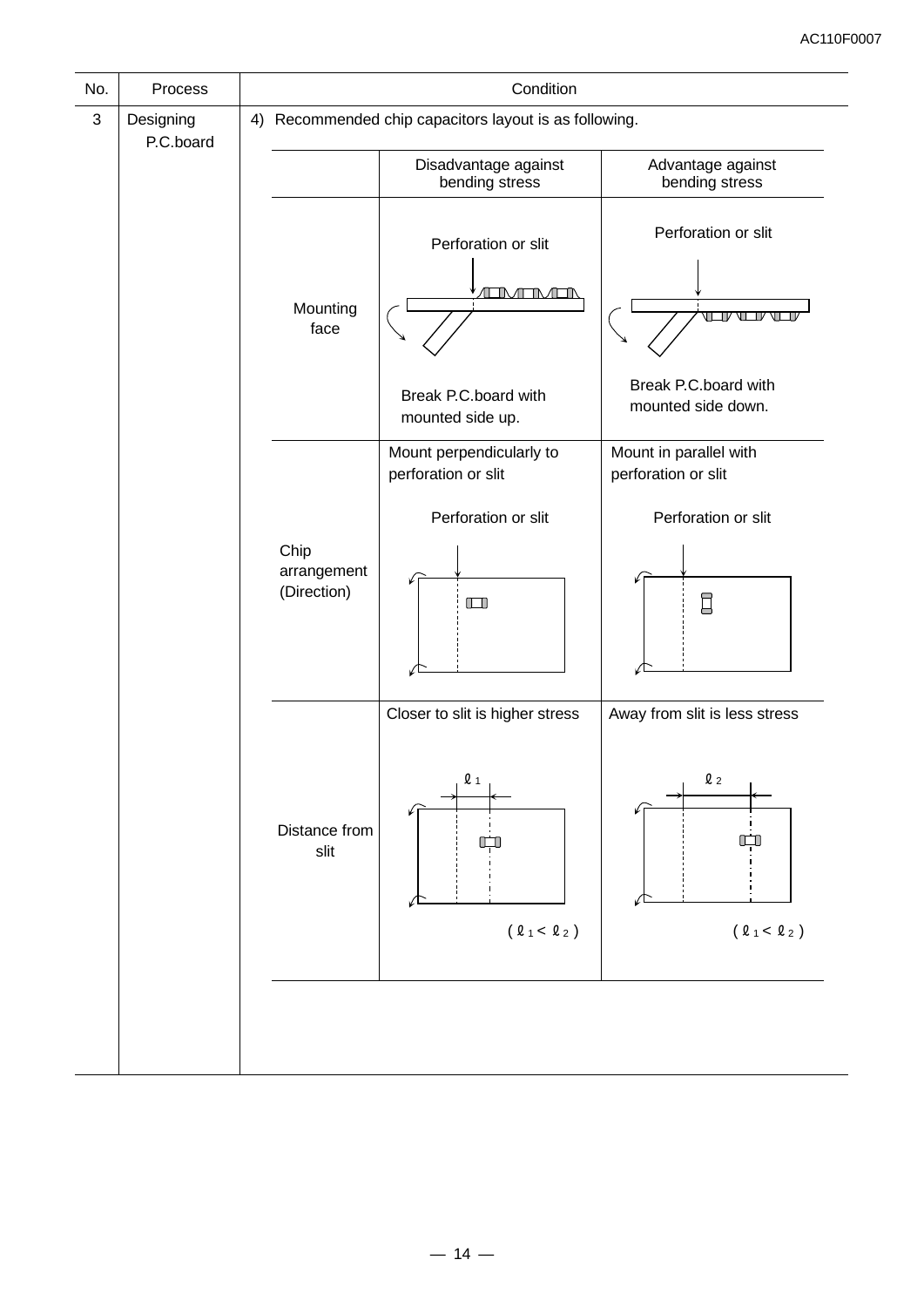| No. | Process | Condition |
|---|---|---|
| 3 | Designing P.C.board | 4) Recommended chip capacitors layout is as following. |

| | Disadvantage against bending stress | Advantage against bending stress |
|---|---|---|
| Mounting face | Perforation or slit<br><br>Break P.C.board with mounted side up. | Perforation or slit<br><br>Break P.C.board with mounted side down. |
| Chip arrangement (Direction) | Mount perpendicularly to perforation or slit<br><br>Perforation or slit | Mount in parallel with perforation or slit<br><br>Perforation or slit |
| Distance from slit | Closer to slit is higher stress<br><br>$\ell_1$<br><br>( $\ell_1 < \ell_2$ ) | Away from slit is less stress<br><br>$\ell_2$<br><br>( $\ell_1 < \ell_2$ ) |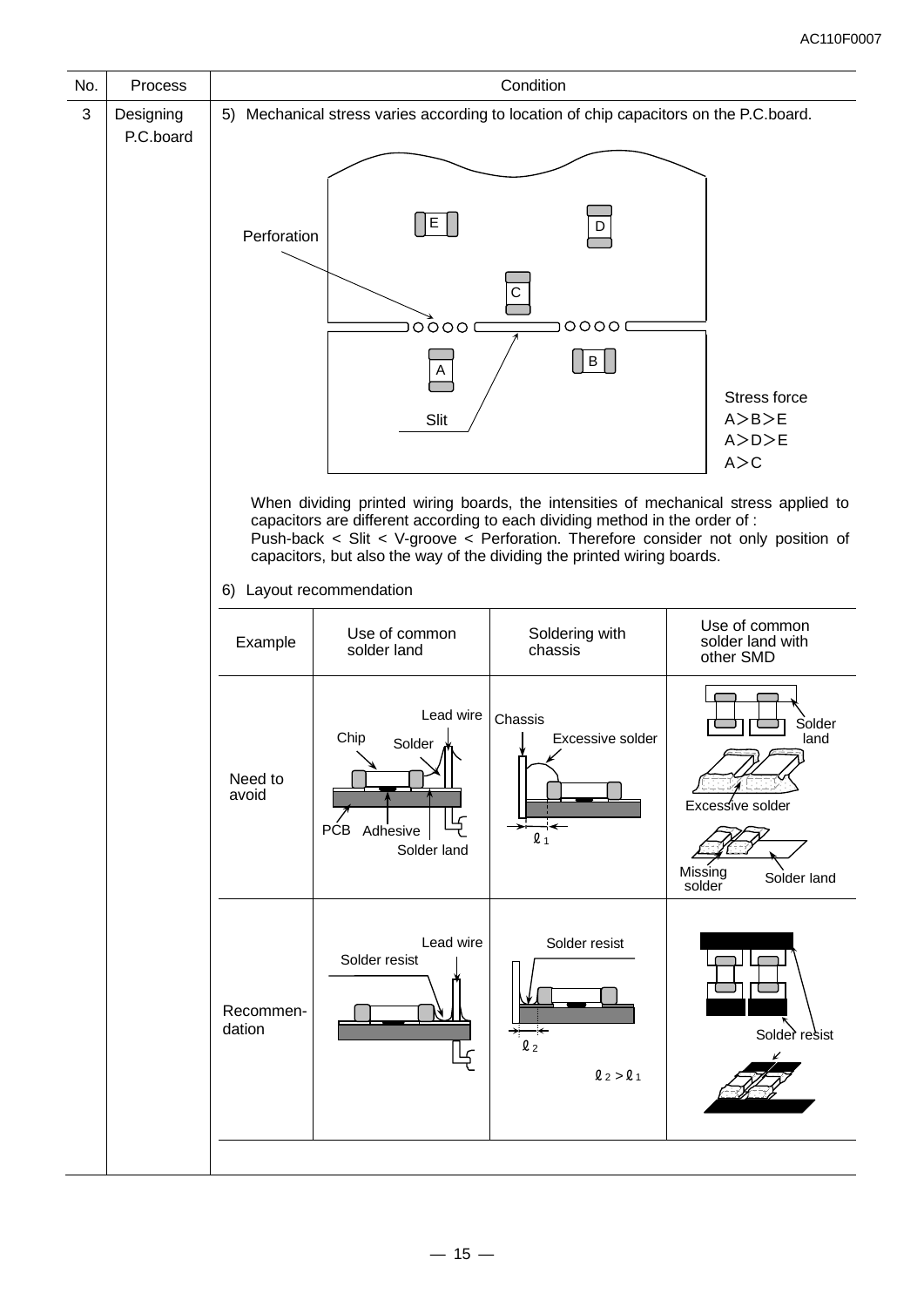| No. | Process | Condition |
|---|---|---|
| 3 | Designing P.C.board | 5) Mechanical stress varies according to location of chip capacitors on the P.C.board. |

Perforation

Slit

Stress force
A＞B＞E
A＞D＞E
A＞C

When dividing printed wiring boards, the intensities of mechanical stress applied to capacitors are different according to each dividing method in the order of :
Push-back < Slit < V-groove < Perforation. Therefore consider not only position of capacitors, but also the way of the dividing the printed wiring boards.

6) Layout recommendation

| Example | Use of common solder land | Soldering with chassis | Use of common solder land with other SMD |
|---|---|---|---|
| Need to avoid | Lead wire, Chip, Solder, PCB, Adhesive, Solder land | Chassis, Excessive solder, $\ell_1$ | Solder land, Excessive solder, Missing solder, Solder land |
| Recommendation | Lead wire, Solder resist | Solder resist, $\ell_2$, $\ell_2 > \ell_1$ | Solder resist |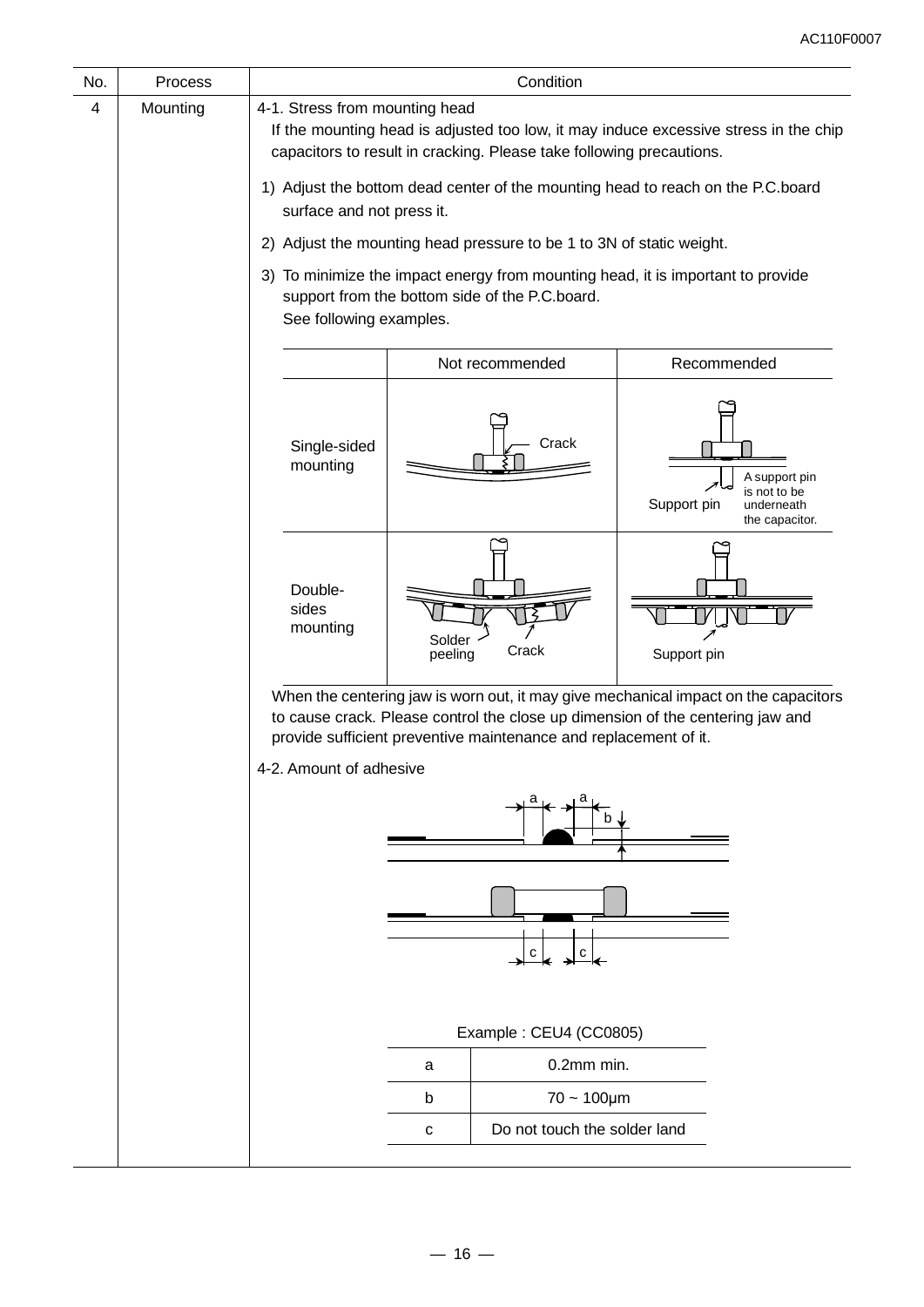| No. | Process | Condition |
|---|---|---|
| 4 | Mounting | 4-1. Stress from mounting head<br>If the mounting head is adjusted too low, it may induce excessive stress in the chip capacitors to result in cracking. Please take following precautions.<br>1) Adjust the bottom dead center of the mounting head to reach on the P.C.board surface and not press it.<br>2) Adjust the mounting head pressure to be 1 to 3N of static weight.<br>3) To minimize the impact energy from mounting head, it is important to provide support from the bottom side of the P.C.board.<br>See following examples. |

| | Not recommended | Recommended |
|---|---|---|
| Single-sided mounting | Crack | Support pin<br>A support pin is not to be underneath the capacitor. |
| Double-sides mounting | Solder peeling<br>Crack | Support pin |

When the centering jaw is worn out, it may give mechanical impact on the capacitors to cause crack. Please control the close up dimension of the centering jaw and provide sufficient preventive maintenance and replacement of it.

4-2. Amount of adhesive

Example : CEU4 (CC0805)

| | |
|---|---|
| a | 0.2mm min. |
| b | 70 ~ 100μm |
| c | Do not touch the solder land |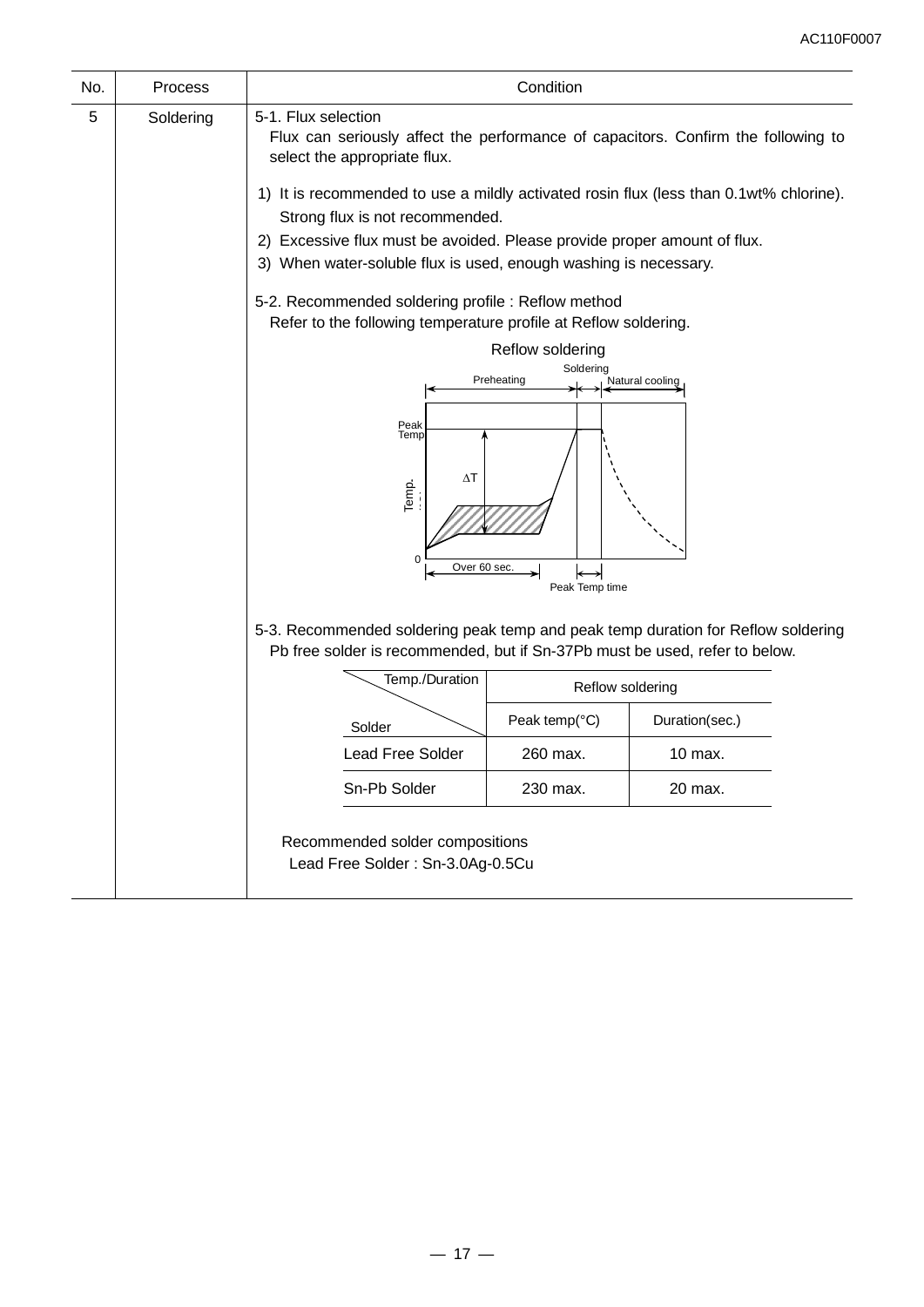| No. | Process | Condition |
|---|---|---|
| 5 | Soldering | 5-1. Flux selection<br>Flux can seriously affect the performance of capacitors. Confirm the following to select the appropriate flux.<br><br>1) It is recommended to use a mildly activated rosin flux (less than 0.1wt% chlorine). Strong flux is not recommended.<br>2) Excessive flux must be avoided. Please provide proper amount of flux.<br>3) When water-soluble flux is used, enough washing is necessary.<br><br>5-2. Recommended soldering profile : Reflow method<br>Refer to the following temperature profile at Reflow soldering. |

Reflow soldering

Preheating | Soldering | Natural cooling

Peak Temp

ΔT

Temp.

0

Over 60 sec.

Peak Temp time

5-3. Recommended soldering peak temp and peak temp duration for Reflow soldering
Pb free solder is recommended, but if Sn-37Pb must be used, refer to below.

| Temp./Duration<br>Solder | Reflow soldering | |
|---|---|---|
| | Peak temp(°C) | Duration(sec.) |
| Lead Free Solder | 260 max. | 10 max. |
| Sn-Pb Solder | 230 max. | 20 max. |

Recommended solder compositions
Lead Free Solder : Sn-3.0Ag-0.5Cu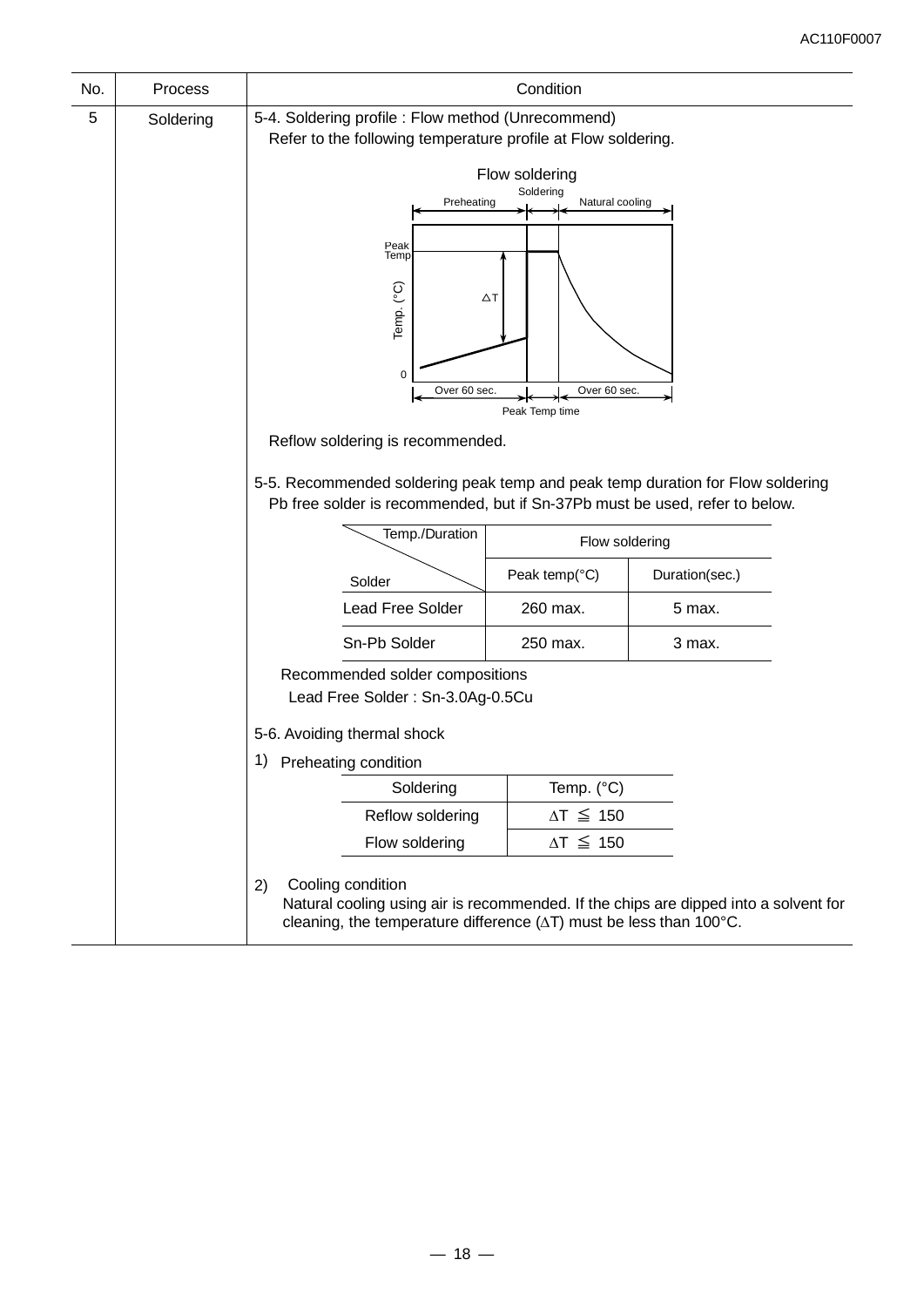| No. | Process | Condition |
|---|---|---|
| 5 | Soldering | 5-4. Soldering profile : Flow method (Unrecommend) |

Refer to the following temperature profile at Flow soldering.

Flow soldering

Preheating | Soldering | Natural cooling

Peak Temp

Temp. (°C)

ΔT

0

Over 60 sec. | Peak Temp time | Over 60 sec.

Reflow soldering is recommended.

5-5. Recommended soldering peak temp and peak temp duration for Flow soldering

Pb free solder is recommended, but if Sn-37Pb must be used, refer to below.

| Temp./Duration / Solder | Flow soldering | |
|---|---|---|
| | Peak temp(°C) | Duration(sec.) |
| Lead Free Solder | 260 max. | 5 max. |
| Sn-Pb Solder | 250 max. | 3 max. |

Recommended solder compositions

Lead Free Solder : Sn-3.0Ag-0.5Cu

5-6. Avoiding thermal shock

1) Preheating condition

| Soldering | Temp. (°C) |
|---|---|
| Reflow soldering | $\Delta T \leqq 150$ |
| Flow soldering | $\Delta T \leqq 150$ |

2) Cooling condition

Natural cooling using air is recommended. If the chips are dipped into a solvent for cleaning, the temperature difference ($\Delta T$) must be less than 100°C.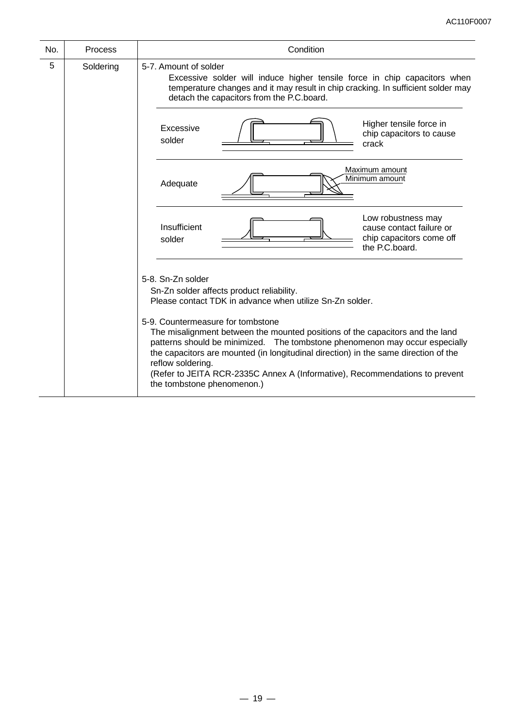| No. | Process | Condition |
|---|---|---|
| 5 | Soldering | 5-7. Amount of solder<br>Excessive solder will induce higher tensile force in chip capacitors when temperature changes and it may result in chip cracking. In sufficient solder may detach the capacitors from the P.C.board.<br><br>Excessive solder — Higher tensile force in chip capacitors to cause crack<br><br>Adequate — Maximum amount / Minimum amount<br><br>Insufficient solder — Low robustness may cause contact failure or chip capacitors come off the P.C.board.<br><br>5-8. Sn-Zn solder<br>Sn-Zn solder affects product reliability.<br>Please contact TDK in advance when utilize Sn-Zn solder.<br><br>5-9. Countermeasure for tombstone<br>The misalignment between the mounted positions of the capacitors and the land patterns should be minimized. The tombstone phenomenon may occur especially the capacitors are mounted (in longitudinal direction) in the same direction of the reflow soldering.<br>(Refer to JEITA RCR-2335C Annex A (Informative), Recommendations to prevent the tombstone phenomenon.) |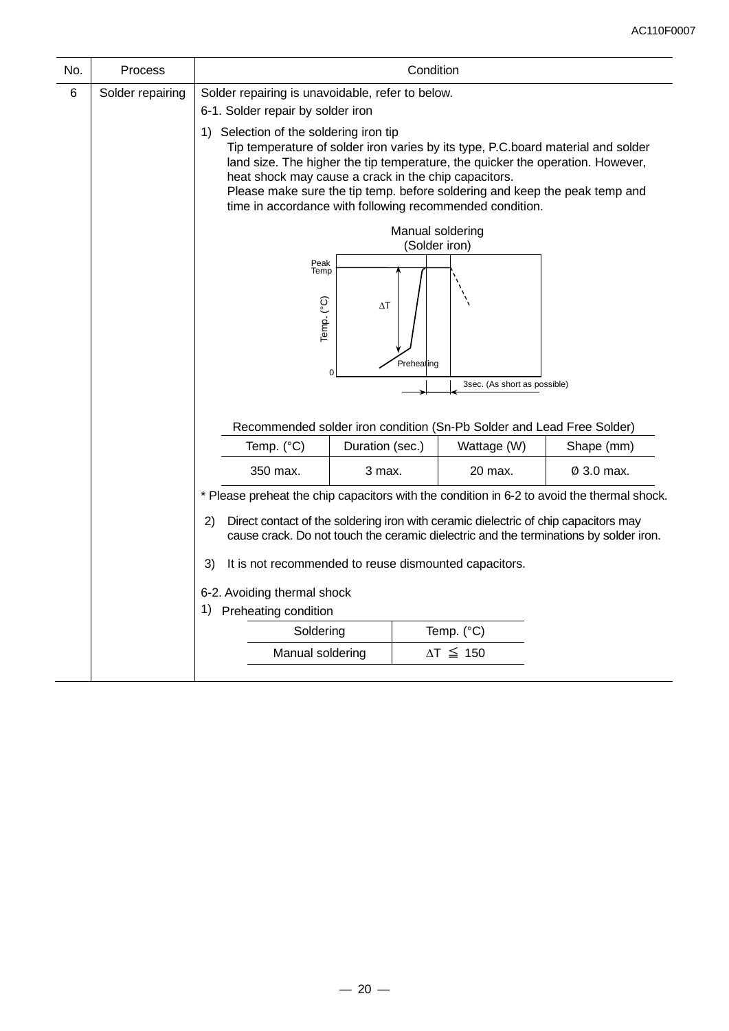| No. | Process | Condition |
|---|---|---|
| 6 | Solder repairing | Solder repairing is unavoidable, refer to below. |

6-1. Solder repair by solder iron

1) Selection of the soldering iron tip

Tip temperature of solder iron varies by its type, P.C.board material and solder land size. The higher the tip temperature, the quicker the operation. However, heat shock may cause a crack in the chip capacitors.
Please make sure the tip temp. before soldering and keep the peak temp and time in accordance with following recommended condition.

Manual soldering
(Solder iron)

Peak Temp
Temp. (°C)
$\Delta T$
Preheating
0
3sec. (As short as possible)

Recommended solder iron condition (Sn-Pb Solder and Lead Free Solder)

| Temp. (°C) | Duration (sec.) | Wattage (W) | Shape (mm) |
|---|---|---|---|
| 350 max. | 3 max. | 20 max. | Ø 3.0 max. |

* Please preheat the chip capacitors with the condition in 6-2 to avoid the thermal shock.

2) Direct contact of the soldering iron with ceramic dielectric of chip capacitors may cause crack. Do not touch the ceramic dielectric and the terminations by solder iron.

3) It is not recommended to reuse dismounted capacitors.

6-2. Avoiding thermal shock

1) Preheating condition

| Soldering | Temp. (°C) |
|---|---|
| Manual soldering | $\Delta T \leqq 150$ |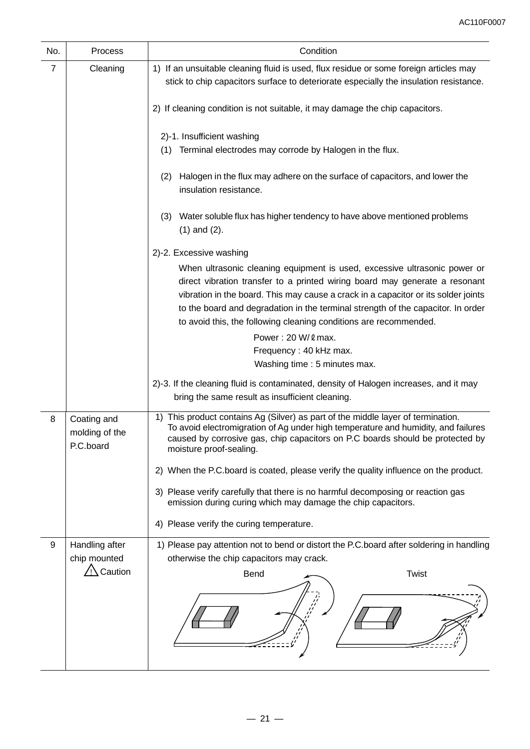| No. | Process | Condition |
|---|---|---|
| 7 | Cleaning | 1) If an unsuitable cleaning fluid is used, flux residue or some foreign articles may stick to chip capacitors surface to deteriorate especially the insulation resistance.<br><br>2) If cleaning condition is not suitable, it may damage the chip capacitors.<br><br>2)-1. Insufficient washing<br>(1) Terminal electrodes may corrode by Halogen in the flux.<br>(2) Halogen in the flux may adhere on the surface of capacitors, and lower the insulation resistance.<br>(3) Water soluble flux has higher tendency to have above mentioned problems (1) and (2).<br><br>2)-2. Excessive washing<br>When ultrasonic cleaning equipment is used, excessive ultrasonic power or direct vibration transfer to a printed wiring board may generate a resonant vibration in the board. This may cause a crack in a capacitor or its solder joints to the board and degradation in the terminal strength of the capacitor. In order to avoid this, the following cleaning conditions are recommended.<br>Power : 20 W/ℓ max.<br>Frequency : 40 kHz max.<br>Washing time : 5 minutes max.<br><br>2)-3. If the cleaning fluid is contaminated, density of Halogen increases, and it may bring the same result as insufficient cleaning. |
| 8 | Coating and molding of the P.C.board | 1) This product contains Ag (Silver) as part of the middle layer of termination. To avoid electromigration of Ag under high temperature and humidity, and failures caused by corrosive gas, chip capacitors on P.C boards should be protected by moisture proof-sealing.<br><br>2) When the P.C.board is coated, please verify the quality influence on the product.<br><br>3) Please verify carefully that there is no harmful decomposing or reaction gas emission during curing which may damage the chip capacitors.<br><br>4) Please verify the curing temperature. |
| 9 | Handling after chip mounted<br>⚠ Caution | 1) Please pay attention not to bend or distort the P.C.board after soldering in handling otherwise the chip capacitors may crack.<br><br>Bend Twist |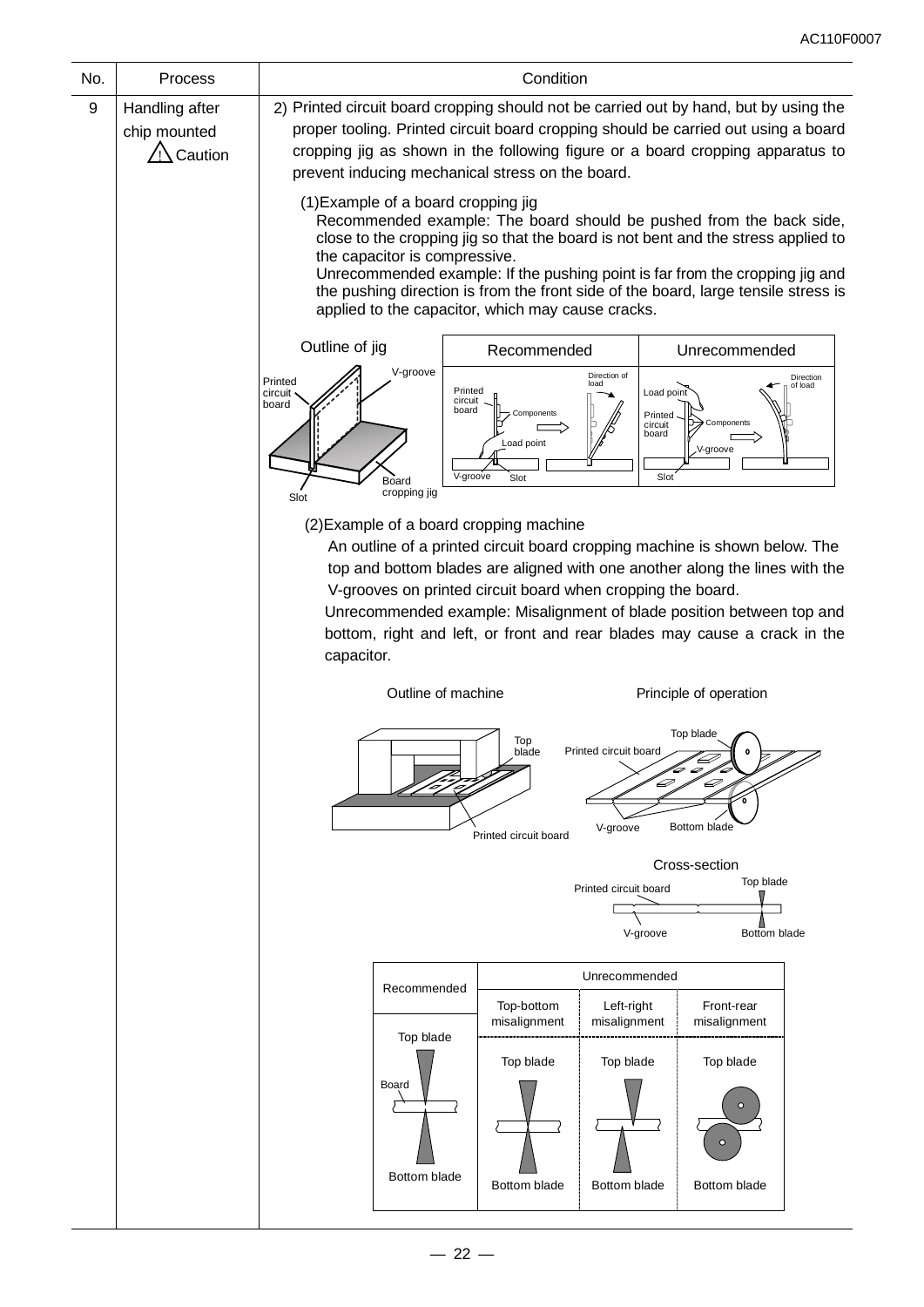| No. | Process | Condition |
|---|---|---|
| 9 | Handling after chip mounted ⚠ Caution | 2) Printed circuit board cropping should not be carried out by hand, but by using the proper tooling. Printed circuit board cropping should be carried out using a board cropping jig as shown in the following figure or a board cropping apparatus to prevent inducing mechanical stress on the board. |

(1)Example of a board cropping jig

Recommended example: The board should be pushed from the back side, close to the cropping jig so that the board is not bent and the stress applied to the capacitor is compressive.

Unrecommended example: If the pushing point is far from the cropping jig and the pushing direction is from the front side of the board, large tensile stress is applied to the capacitor, which may cause cracks.

Outline of jig

V-groove, Printed circuit board, Board cropping jig, Slot

| Recommended | Unrecommended |
|---|---|
| Direction of load, Printed circuit board, Components, Load point, V-groove, Slot | Direction of load, Load point, Printed circuit board, Components, V-groove, Slot |

(2)Example of a board cropping machine

An outline of a printed circuit board cropping machine is shown below. The top and bottom blades are aligned with one another along the lines with the V-grooves on printed circuit board when cropping the board.

Unrecommended example: Misalignment of blade position between top and bottom, right and left, or front and rear blades may cause a crack in the capacitor.

Outline of machine — Top blade, Printed circuit board

Principle of operation — Top blade, Printed circuit board, V-groove, Bottom blade

Cross-section — Top blade, Printed circuit board, V-groove, Bottom blade

| Recommended | Unrecommended | | |
|---|---|---|---|
| | Top-bottom misalignment | Left-right misalignment | Front-rear misalignment |
| Top blade / Board / Bottom blade | Top blade / Bottom blade | Top blade / Bottom blade | Top blade / Bottom blade |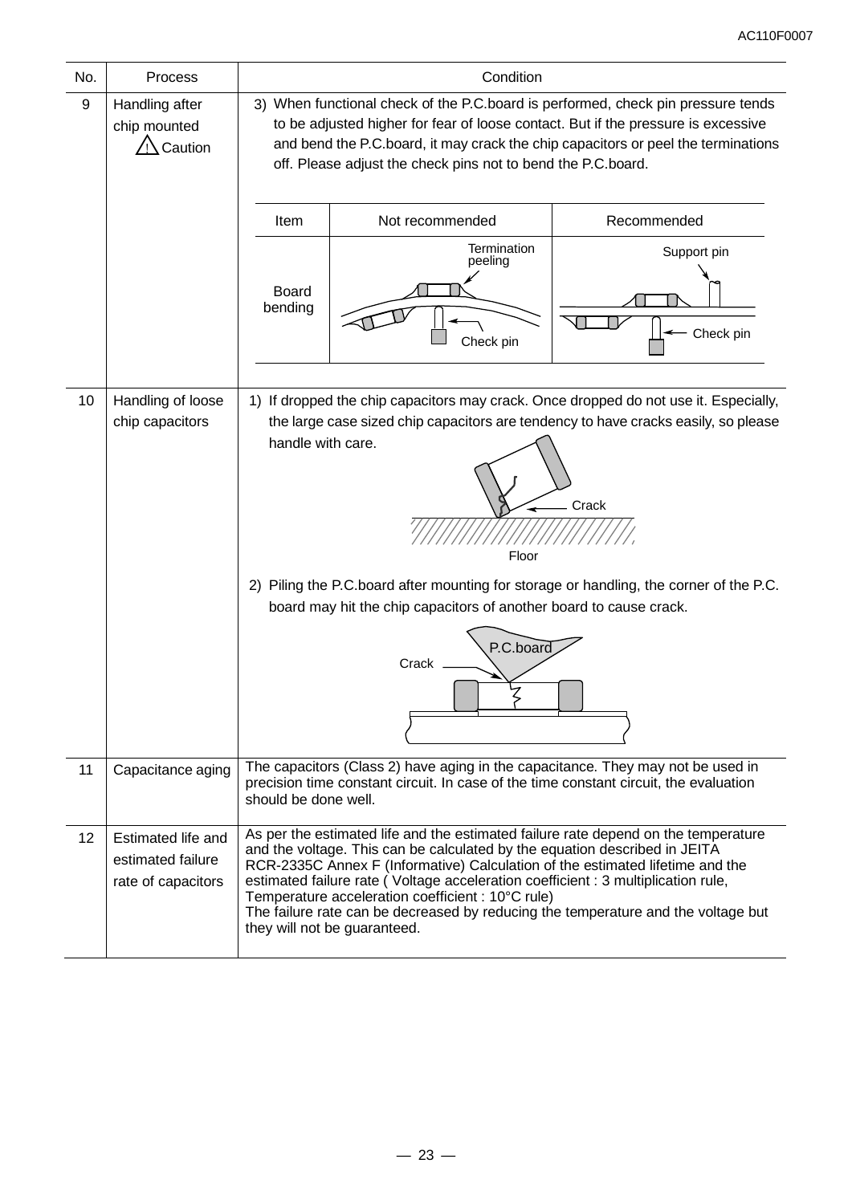| No. | Process | Condition |
|---|---|---|
| 9 | Handling after chip mounted ⚠ Caution | 3) When functional check of the P.C.board is performed, check pin pressure tends to be adjusted higher for fear of loose contact. But if the pressure is excessive and bend the P.C.board, it may crack the chip capacitors or peel the terminations off. Please adjust the check pins not to bend the P.C.board. |
| 10 | Handling of loose chip capacitors | 1) If dropped the chip capacitors may crack. Once dropped do not use it. Especially, the large case sized chip capacitors are tendency to have cracks easily, so please handle with care. 2) Piling the P.C.board after mounting for storage or handling, the corner of the P.C. board may hit the chip capacitors of another board to cause crack. |
| 11 | Capacitance aging | The capacitors (Class 2) have aging in the capacitance. They may not be used in precision time constant circuit. In case of the time constant circuit, the evaluation should be done well. |
| 12 | Estimated life and estimated failure rate of capacitors | As per the estimated life and the estimated failure rate depend on the temperature and the voltage. This can be calculated by the equation described in JEITA RCR-2335C Annex F (Informative) Calculation of the estimated lifetime and the estimated failure rate ( Voltage acceleration coefficient : 3 multiplication rule, Temperature acceleration coefficient : 10°C rule) The failure rate can be decreased by reducing the temperature and the voltage but they will not be guaranteed. |

| Item | Not recommended | Recommended |
|---|---|---|
| Board bending | Termination peeling / Check pin | Support pin / Check pin |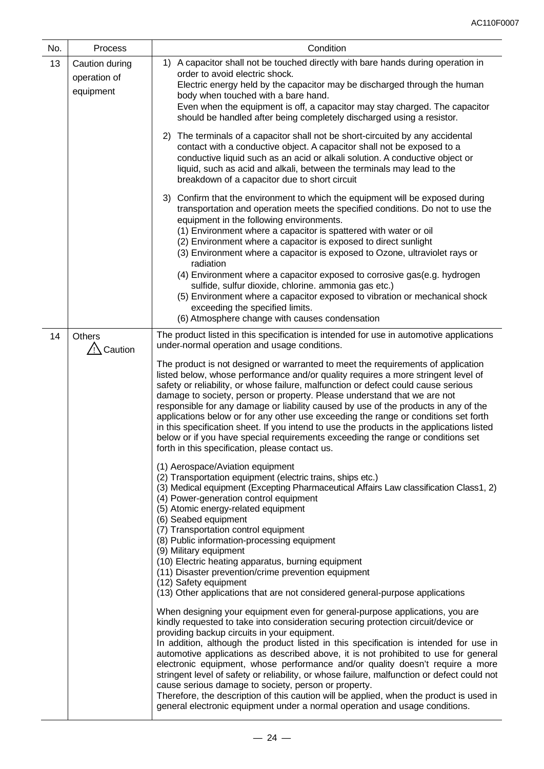| No. | Process | Condition |
|---|---|---|
| 13 | Caution during operation of equipment | 1) A capacitor shall not be touched directly with bare hands during operation in order to avoid electric shock.<br>Electric energy held by the capacitor may be discharged through the human body when touched with a bare hand.<br>Even when the equipment is off, a capacitor may stay charged. The capacitor should be handled after being completely discharged using a resistor.<br><br>2) The terminals of a capacitor shall not be short-circuited by any accidental contact with a conductive object. A capacitor shall not be exposed to a conductive liquid such as an acid or alkali solution. A conductive object or liquid, such as acid and alkali, between the terminals may lead to the breakdown of a capacitor due to short circuit<br><br>3) Confirm that the environment to which the equipment will be exposed during transportation and operation meets the specified conditions. Do not to use the equipment in the following environments.<br>(1) Environment where a capacitor is spattered with water or oil<br>(2) Environment where a capacitor is exposed to direct sunlight<br>(3) Environment where a capacitor is exposed to Ozone, ultraviolet rays or radiation<br>(4) Environment where a capacitor exposed to corrosive gas(e.g. hydrogen sulfide, sulfur dioxide, chlorine. ammonia gas etc.)<br>(5) Environment where a capacitor exposed to vibration or mechanical shock exceeding the specified limits.<br>(6) Atmosphere change with causes condensation |
| 14 | Others<br>⚠ Caution | The product listed in this specification is intended for use in automotive applications under-normal operation and usage conditions.<br><br>The product is not designed or warranted to meet the requirements of application listed below, whose performance and/or quality requires a more stringent level of safety or reliability, or whose failure, malfunction or defect could cause serious damage to society, person or property. Please understand that we are not responsible for any damage or liability caused by use of the products in any of the applications below or for any other use exceeding the range or conditions set forth in this specification sheet. If you intend to use the products in the applications listed below or if you have special requirements exceeding the range or conditions set forth in this specification, please contact us.<br><br>(1) Aerospace/Aviation equipment<br>(2) Transportation equipment (electric trains, ships etc.)<br>(3) Medical equipment (Excepting Pharmaceutical Affairs Law classification Class1, 2)<br>(4) Power-generation control equipment<br>(5) Atomic energy-related equipment<br>(6) Seabed equipment<br>(7) Transportation control equipment<br>(8) Public information-processing equipment<br>(9) Military equipment<br>(10) Electric heating apparatus, burning equipment<br>(11) Disaster prevention/crime prevention equipment<br>(12) Safety equipment<br>(13) Other applications that are not considered general-purpose applications<br><br>When designing your equipment even for general-purpose applications, you are kindly requested to take into consideration securing protection circuit/device or providing backup circuits in your equipment.<br>In addition, although the product listed in this specification is intended for use in automotive applications as described above, it is not prohibited to use for general electronic equipment, whose performance and/or quality doesn't require a more stringent level of safety or reliability, or whose failure, malfunction or defect could not cause serious damage to society, person or property.<br>Therefore, the description of this caution will be applied, when the product is used in general electronic equipment under a normal operation and usage conditions. |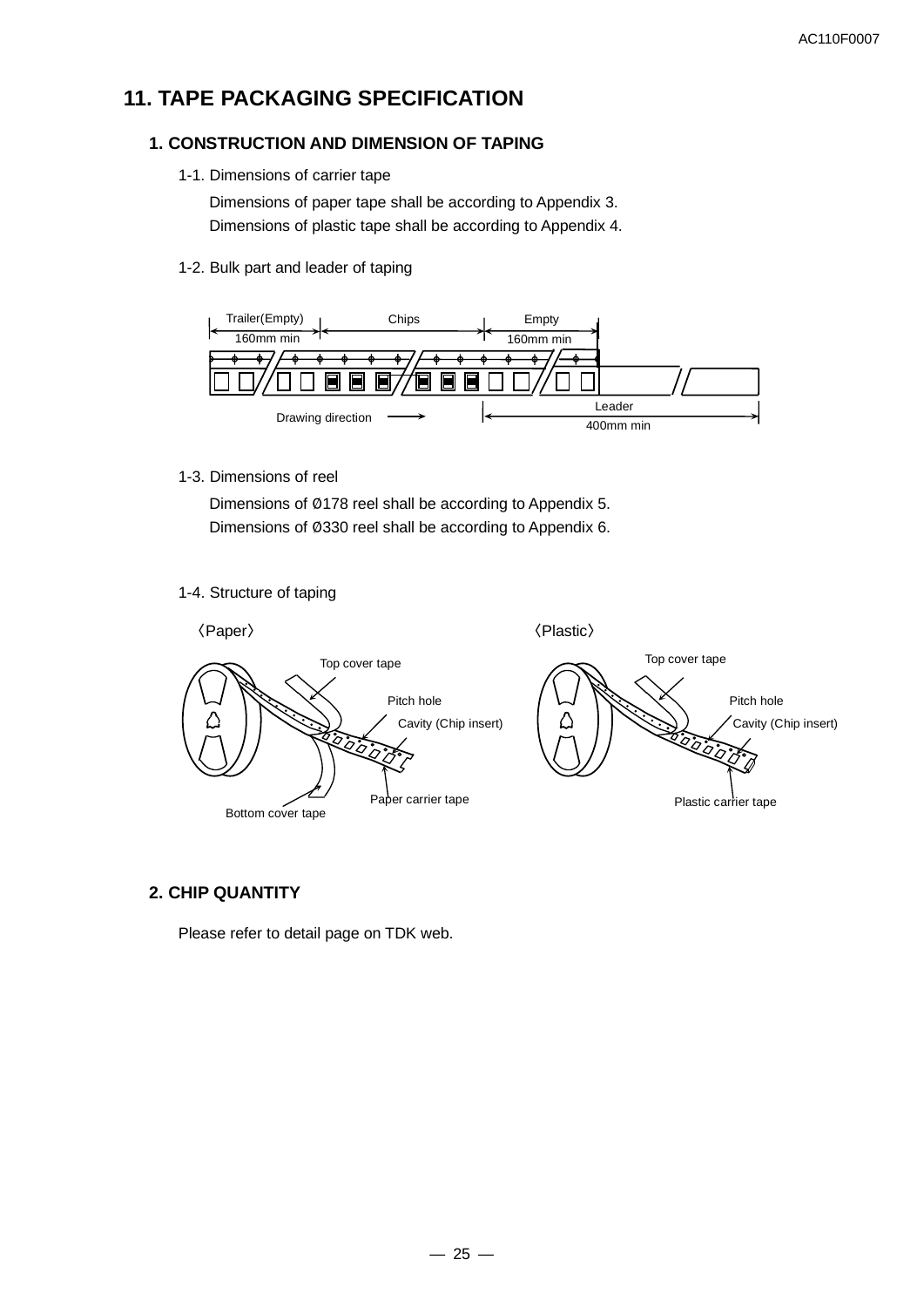# 11. TAPE PACKAGING SPECIFICATION

## 1. CONSTRUCTION AND DIMENSION OF TAPING

1-1. Dimensions of carrier tape

Dimensions of paper tape shall be according to Appendix 3.
Dimensions of plastic tape shall be according to Appendix 4.

1-2. Bulk part and leader of taping

Trailer(Empty) 160mm min | Chips | Empty 160mm min

Leader 400mm min

Drawing direction →

1-3. Dimensions of reel

Dimensions of Ø178 reel shall be according to Appendix 5.
Dimensions of Ø330 reel shall be according to Appendix 6.

1-4. Structure of taping

〈Paper〉

Top cover tape
Pitch hole
Cavity (Chip insert)
Paper carrier tape
Bottom cover tape

〈Plastic〉

Top cover tape
Pitch hole
Cavity (Chip insert)
Plastic carrier tape

## 2. CHIP QUANTITY

Please refer to detail page on TDK web.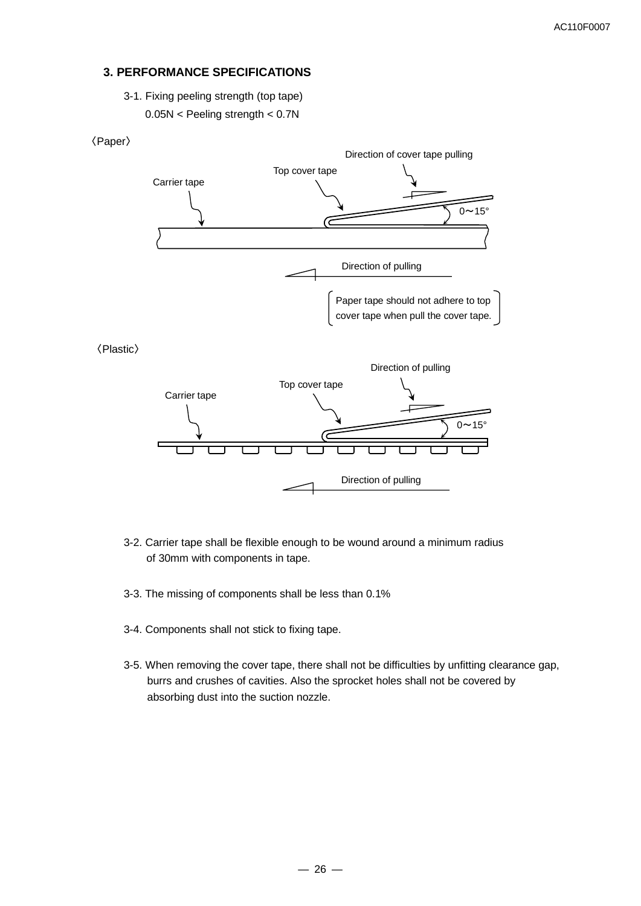## 3. PERFORMANCE SPECIFICATIONS

3-1. Fixing peeling strength (top tape)

0.05N < Peeling strength < 0.7N

〈Paper〉

Direction of cover tape pulling

Top cover tape

Carrier tape

0～15°

Direction of pulling

Paper tape should not adhere to top cover tape when pull the cover tape.

〈Plastic〉

Direction of pulling

Top cover tape

Carrier tape

0～15°

Direction of pulling

3-2. Carrier tape shall be flexible enough to be wound around a minimum radius of 30mm with components in tape.

3-3. The missing of components shall be less than 0.1%

3-4. Components shall not stick to fixing tape.

3-5. When removing the cover tape, there shall not be difficulties by unfitting clearance gap, burrs and crushes of cavities. Also the sprocket holes shall not be covered by absorbing dust into the suction nozzle.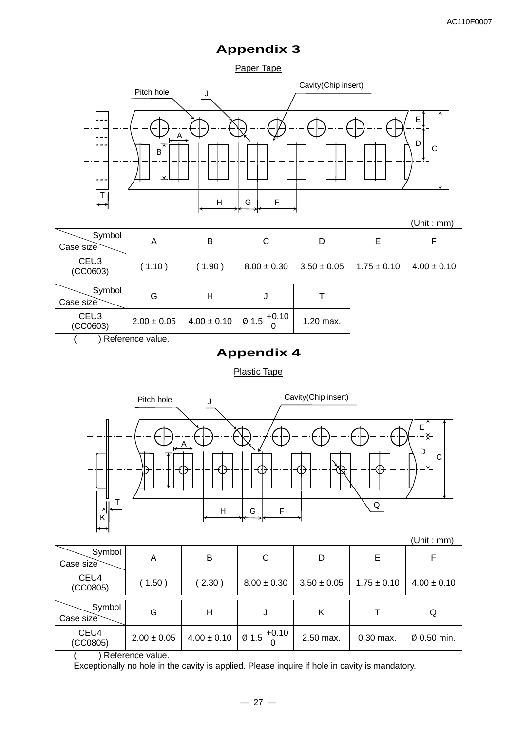# Appendix 3

Paper Tape

(Unit : mm)

| Symbol / Case size | A | B | C | D | E | F |
|---|---|---|---|---|---|---|
| CEU3 (CC0603) | ( 1.10 ) | ( 1.90 ) | 8.00 ± 0.30 | 3.50 ± 0.05 | 1.75 ± 0.10 | 4.00 ± 0.10 |

| Symbol / Case size | G | H | J | T |
|---|---|---|---|---|
| CEU3 (CC0603) | 2.00 ± 0.05 | 4.00 ± 0.10 | Ø 1.5 $^{+0.10}_{0}$ | 1.20 max. |

( ) Reference value.

# Appendix 4

Plastic Tape

(Unit : mm)

| Symbol / Case size | A | B | C | D | E | F |
|---|---|---|---|---|---|---|
| CEU4 (CC0805) | ( 1.50 ) | ( 2.30 ) | 8.00 ± 0.30 | 3.50 ± 0.05 | 1.75 ± 0.10 | 4.00 ± 0.10 |

| Symbol / Case size | G | H | J | K | T | Q |
|---|---|---|---|---|---|---|
| CEU4 (CC0805) | 2.00 ± 0.05 | 4.00 ± 0.10 | Ø 1.5 $^{+0.10}_{0}$ | 2.50 max. | 0.30 max. | Ø 0.50 min. |

( ) Reference value.
Exceptionally no hole in the cavity is applied. Please inquire if hole in cavity is mandatory.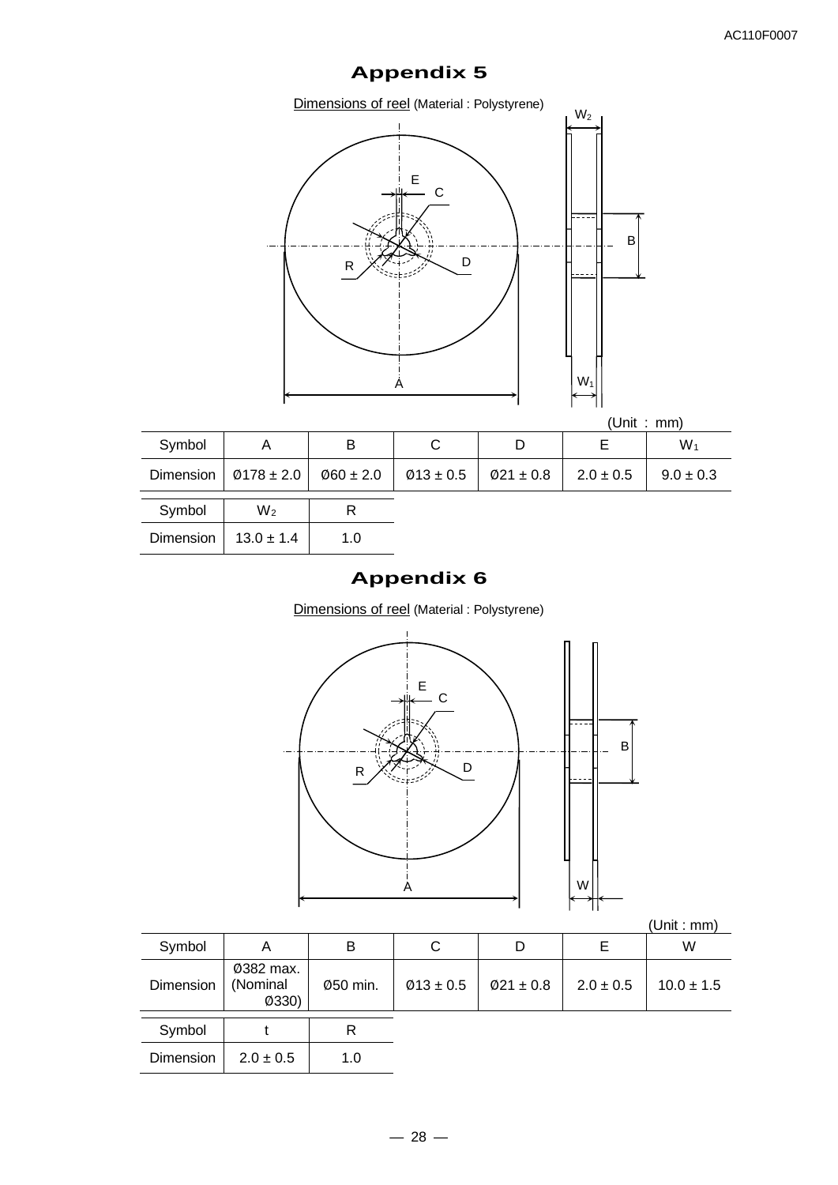# Appendix 5

Dimensions of reel (Material : Polystyrene)

W2

E

C

B

R

D

A

W1

(Unit : mm)

| Symbol | A | B | C | D | E | $W_1$ |
|---|---|---|---|---|---|---|
| Dimension | Ø178 ± 2.0 | Ø60 ± 2.0 | Ø13 ± 0.5 | Ø21 ± 0.8 | 2.0 ± 0.5 | 9.0 ± 0.3 |

| Symbol | $W_2$ | R |
|---|---|---|
| Dimension | 13.0 ± 1.4 | 1.0 |

# Appendix 6

Dimensions of reel (Material : Polystyrene)

E

C

B

R

D

A

W

(Unit : mm)

| Symbol | A | B | C | D | E | W |
|---|---|---|---|---|---|---|
| Dimension | Ø382 max. (Nominal Ø330) | Ø50 min. | Ø13 ± 0.5 | Ø21 ± 0.8 | 2.0 ± 0.5 | 10.0 ± 1.5 |

| Symbol | t | R |
|---|---|---|
| Dimension | 2.0 ± 0.5 | 1.0 |